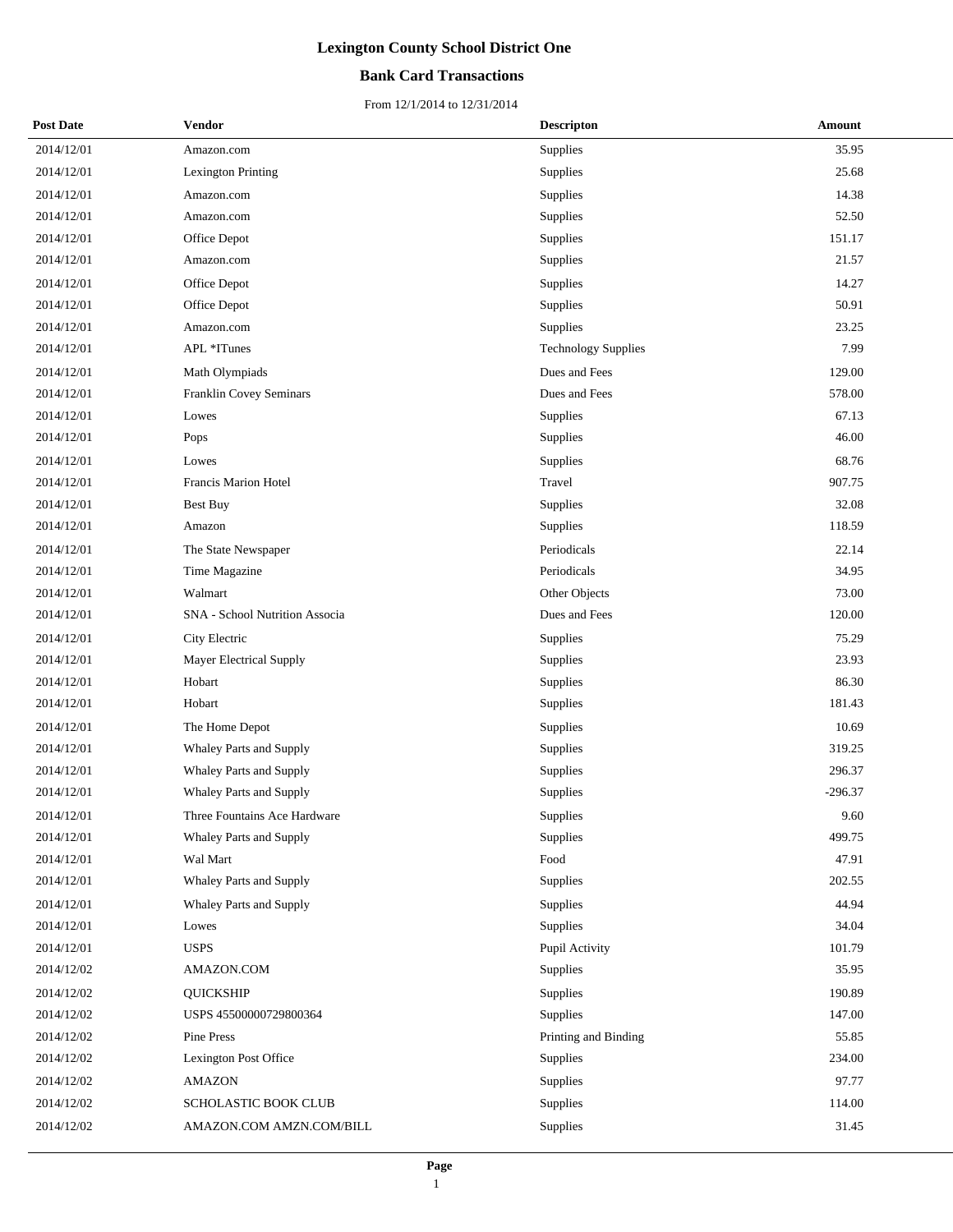# Lexington County School District One

## Bank Card Transactions

From 12/1/2014 to 12/31/2014

| Post Date | Vendor | Descripton | Amount |
|---|---|---|---|
| 2014/12/01 | Amazon.com | Supplies | 35.95 |
| 2014/12/01 | Lexington Printing | Supplies | 25.68 |
| 2014/12/01 | Amazon.com | Supplies | 14.38 |
| 2014/12/01 | Amazon.com | Supplies | 52.50 |
| 2014/12/01 | Office Depot | Supplies | 151.17 |
| 2014/12/01 | Amazon.com | Supplies | 21.57 |
| 2014/12/01 | Office Depot | Supplies | 14.27 |
| 2014/12/01 | Office Depot | Supplies | 50.91 |
| 2014/12/01 | Amazon.com | Supplies | 23.25 |
| 2014/12/01 | APL *ITunes | Technology Supplies | 7.99 |
| 2014/12/01 | Math Olympiads | Dues and Fees | 129.00 |
| 2014/12/01 | Franklin Covey Seminars | Dues and Fees | 578.00 |
| 2014/12/01 | Lowes | Supplies | 67.13 |
| 2014/12/01 | Pops | Supplies | 46.00 |
| 2014/12/01 | Lowes | Supplies | 68.76 |
| 2014/12/01 | Francis Marion Hotel | Travel | 907.75 |
| 2014/12/01 | Best Buy | Supplies | 32.08 |
| 2014/12/01 | Amazon | Supplies | 118.59 |
| 2014/12/01 | The State Newspaper | Periodicals | 22.14 |
| 2014/12/01 | Time Magazine | Periodicals | 34.95 |
| 2014/12/01 | Walmart | Other Objects | 73.00 |
| 2014/12/01 | SNA - School Nutrition Associa | Dues and Fees | 120.00 |
| 2014/12/01 | City Electric | Supplies | 75.29 |
| 2014/12/01 | Mayer Electrical Supply | Supplies | 23.93 |
| 2014/12/01 | Hobart | Supplies | 86.30 |
| 2014/12/01 | Hobart | Supplies | 181.43 |
| 2014/12/01 | The Home Depot | Supplies | 10.69 |
| 2014/12/01 | Whaley Parts and Supply | Supplies | 319.25 |
| 2014/12/01 | Whaley Parts and Supply | Supplies | 296.37 |
| 2014/12/01 | Whaley Parts and Supply | Supplies | -296.37 |
| 2014/12/01 | Three Fountains Ace Hardware | Supplies | 9.60 |
| 2014/12/01 | Whaley Parts and Supply | Supplies | 499.75 |
| 2014/12/01 | Wal Mart | Food | 47.91 |
| 2014/12/01 | Whaley Parts and Supply | Supplies | 202.55 |
| 2014/12/01 | Whaley Parts and Supply | Supplies | 44.94 |
| 2014/12/01 | Lowes | Supplies | 34.04 |
| 2014/12/01 | USPS | Pupil Activity | 101.79 |
| 2014/12/02 | AMAZON.COM | Supplies | 35.95 |
| 2014/12/02 | QUICKSHIP | Supplies | 190.89 |
| 2014/12/02 | USPS 45500000729800364 | Supplies | 147.00 |
| 2014/12/02 | Pine Press | Printing and Binding | 55.85 |
| 2014/12/02 | Lexington Post Office | Supplies | 234.00 |
| 2014/12/02 | AMAZON | Supplies | 97.77 |
| 2014/12/02 | SCHOLASTIC BOOK CLUB | Supplies | 114.00 |
| 2014/12/02 | AMAZON.COM AMZN.COM/BILL | Supplies | 31.45 |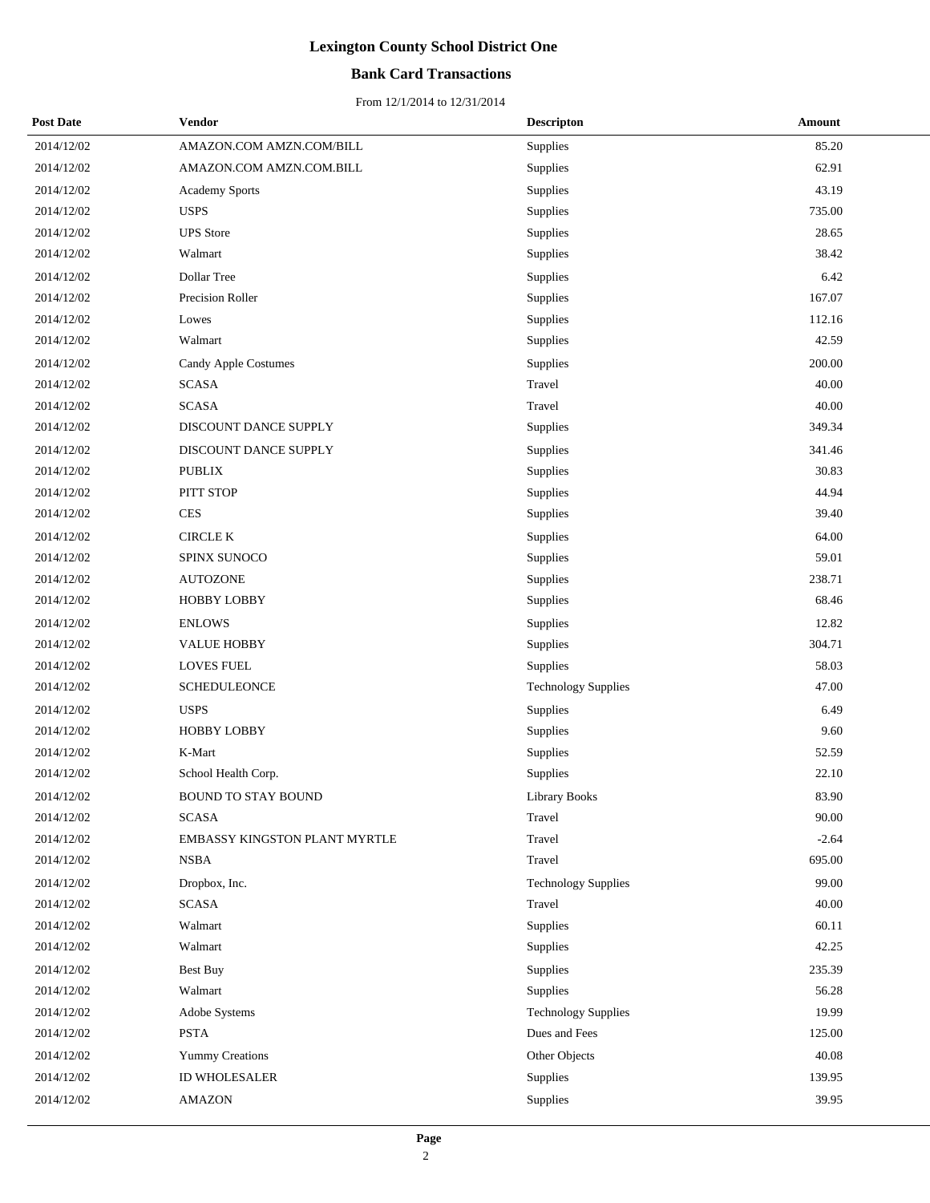# Lexington County School District One

## Bank Card Transactions

From 12/1/2014 to 12/31/2014

| Post Date | Vendor | Descripton | Amount |
|---|---|---|---|
| 2014/12/02 | AMAZON.COM AMZN.COM/BILL | Supplies | 85.20 |
| 2014/12/02 | AMAZON.COM AMZN.COM.BILL | Supplies | 62.91 |
| 2014/12/02 | Academy Sports | Supplies | 43.19 |
| 2014/12/02 | USPS | Supplies | 735.00 |
| 2014/12/02 | UPS Store | Supplies | 28.65 |
| 2014/12/02 | Walmart | Supplies | 38.42 |
| 2014/12/02 | Dollar Tree | Supplies | 6.42 |
| 2014/12/02 | Precision Roller | Supplies | 167.07 |
| 2014/12/02 | Lowes | Supplies | 112.16 |
| 2014/12/02 | Walmart | Supplies | 42.59 |
| 2014/12/02 | Candy Apple Costumes | Supplies | 200.00 |
| 2014/12/02 | SCASA | Travel | 40.00 |
| 2014/12/02 | SCASA | Travel | 40.00 |
| 2014/12/02 | DISCOUNT DANCE SUPPLY | Supplies | 349.34 |
| 2014/12/02 | DISCOUNT DANCE SUPPLY | Supplies | 341.46 |
| 2014/12/02 | PUBLIX | Supplies | 30.83 |
| 2014/12/02 | PITT STOP | Supplies | 44.94 |
| 2014/12/02 | CES | Supplies | 39.40 |
| 2014/12/02 | CIRCLE K | Supplies | 64.00 |
| 2014/12/02 | SPINX SUNOCO | Supplies | 59.01 |
| 2014/12/02 | AUTOZONE | Supplies | 238.71 |
| 2014/12/02 | HOBBY LOBBY | Supplies | 68.46 |
| 2014/12/02 | ENLOWS | Supplies | 12.82 |
| 2014/12/02 | VALUE HOBBY | Supplies | 304.71 |
| 2014/12/02 | LOVES FUEL | Supplies | 58.03 |
| 2014/12/02 | SCHEDULEONCE | Technology Supplies | 47.00 |
| 2014/12/02 | USPS | Supplies | 6.49 |
| 2014/12/02 | HOBBY LOBBY | Supplies | 9.60 |
| 2014/12/02 | K-Mart | Supplies | 52.59 |
| 2014/12/02 | School Health Corp. | Supplies | 22.10 |
| 2014/12/02 | BOUND TO STAY BOUND | Library Books | 83.90 |
| 2014/12/02 | SCASA | Travel | 90.00 |
| 2014/12/02 | EMBASSY KINGSTON PLANT MYRTLE | Travel | -2.64 |
| 2014/12/02 | NSBA | Travel | 695.00 |
| 2014/12/02 | Dropbox, Inc. | Technology Supplies | 99.00 |
| 2014/12/02 | SCASA | Travel | 40.00 |
| 2014/12/02 | Walmart | Supplies | 60.11 |
| 2014/12/02 | Walmart | Supplies | 42.25 |
| 2014/12/02 | Best Buy | Supplies | 235.39 |
| 2014/12/02 | Walmart | Supplies | 56.28 |
| 2014/12/02 | Adobe Systems | Technology Supplies | 19.99 |
| 2014/12/02 | PSTA | Dues and Fees | 125.00 |
| 2014/12/02 | Yummy Creations | Other Objects | 40.08 |
| 2014/12/02 | ID WHOLESALER | Supplies | 139.95 |
| 2014/12/02 | AMAZON | Supplies | 39.95 |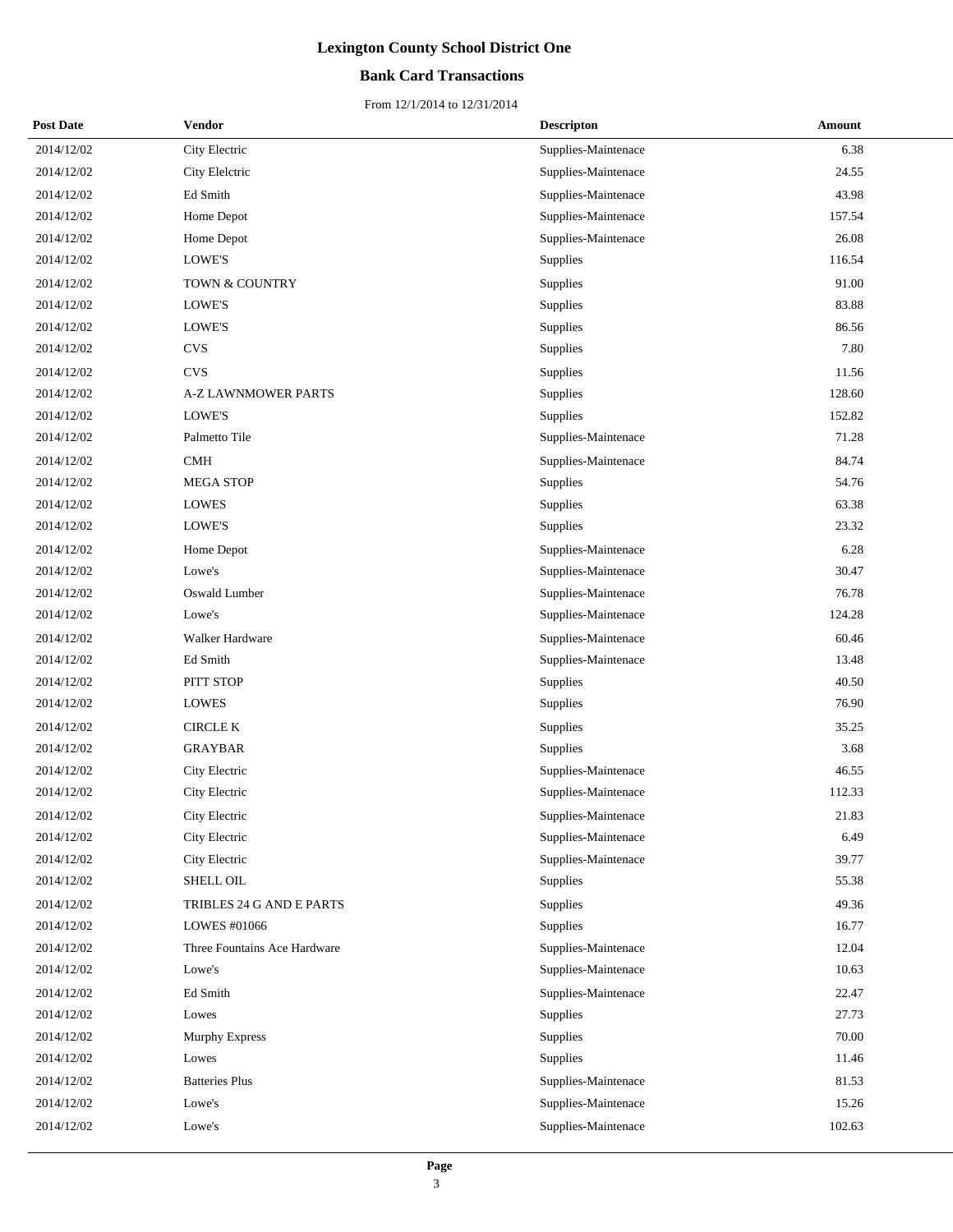# Lexington County School District One

## Bank Card Transactions

From 12/1/2014 to 12/31/2014

| Post Date | Vendor | Descripton | Amount |
|---|---|---|---|
| 2014/12/02 | City Electric | Supplies-Maintenace | 6.38 |
| 2014/12/02 | City Elelctric | Supplies-Maintenace | 24.55 |
| 2014/12/02 | Ed Smith | Supplies-Maintenace | 43.98 |
| 2014/12/02 | Home Depot | Supplies-Maintenace | 157.54 |
| 2014/12/02 | Home Depot | Supplies-Maintenace | 26.08 |
| 2014/12/02 | LOWE'S | Supplies | 116.54 |
| 2014/12/02 | TOWN & COUNTRY | Supplies | 91.00 |
| 2014/12/02 | LOWE'S | Supplies | 83.88 |
| 2014/12/02 | LOWE'S | Supplies | 86.56 |
| 2014/12/02 | CVS | Supplies | 7.80 |
| 2014/12/02 | CVS | Supplies | 11.56 |
| 2014/12/02 | A-Z LAWNMOWER PARTS | Supplies | 128.60 |
| 2014/12/02 | LOWE'S | Supplies | 152.82 |
| 2014/12/02 | Palmetto Tile | Supplies-Maintenace | 71.28 |
| 2014/12/02 | CMH | Supplies-Maintenace | 84.74 |
| 2014/12/02 | MEGA STOP | Supplies | 54.76 |
| 2014/12/02 | LOWES | Supplies | 63.38 |
| 2014/12/02 | LOWE'S | Supplies | 23.32 |
| 2014/12/02 | Home Depot | Supplies-Maintenace | 6.28 |
| 2014/12/02 | Lowe's | Supplies-Maintenace | 30.47 |
| 2014/12/02 | Oswald Lumber | Supplies-Maintenace | 76.78 |
| 2014/12/02 | Lowe's | Supplies-Maintenace | 124.28 |
| 2014/12/02 | Walker Hardware | Supplies-Maintenace | 60.46 |
| 2014/12/02 | Ed Smith | Supplies-Maintenace | 13.48 |
| 2014/12/02 | PITT STOP | Supplies | 40.50 |
| 2014/12/02 | LOWES | Supplies | 76.90 |
| 2014/12/02 | CIRCLE K | Supplies | 35.25 |
| 2014/12/02 | GRAYBAR | Supplies | 3.68 |
| 2014/12/02 | City Electric | Supplies-Maintenace | 46.55 |
| 2014/12/02 | City Electric | Supplies-Maintenace | 112.33 |
| 2014/12/02 | City Electric | Supplies-Maintenace | 21.83 |
| 2014/12/02 | City Electric | Supplies-Maintenace | 6.49 |
| 2014/12/02 | City Electric | Supplies-Maintenace | 39.77 |
| 2014/12/02 | SHELL OIL | Supplies | 55.38 |
| 2014/12/02 | TRIBLES 24 G AND E PARTS | Supplies | 49.36 |
| 2014/12/02 | LOWES #01066 | Supplies | 16.77 |
| 2014/12/02 | Three Fountains Ace Hardware | Supplies-Maintenace | 12.04 |
| 2014/12/02 | Lowe's | Supplies-Maintenace | 10.63 |
| 2014/12/02 | Ed Smith | Supplies-Maintenace | 22.47 |
| 2014/12/02 | Lowes | Supplies | 27.73 |
| 2014/12/02 | Murphy Express | Supplies | 70.00 |
| 2014/12/02 | Lowes | Supplies | 11.46 |
| 2014/12/02 | Batteries Plus | Supplies-Maintenace | 81.53 |
| 2014/12/02 | Lowe's | Supplies-Maintenace | 15.26 |
| 2014/12/02 | Lowe's | Supplies-Maintenace | 102.63 |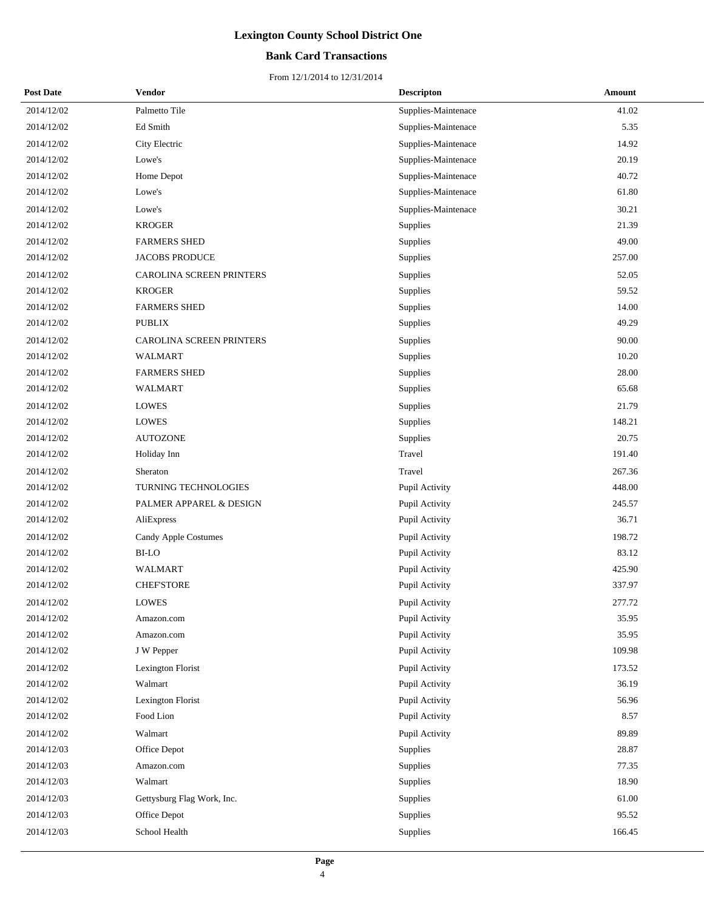# Lexington County School District One

## Bank Card Transactions

From 12/1/2014 to 12/31/2014

| Post Date | Vendor | Descripton | Amount |
|---|---|---|---|
| 2014/12/02 | Palmetto Tile | Supplies-Maintenace | 41.02 |
| 2014/12/02 | Ed Smith | Supplies-Maintenace | 5.35 |
| 2014/12/02 | City Electric | Supplies-Maintenace | 14.92 |
| 2014/12/02 | Lowe's | Supplies-Maintenace | 20.19 |
| 2014/12/02 | Home Depot | Supplies-Maintenace | 40.72 |
| 2014/12/02 | Lowe's | Supplies-Maintenace | 61.80 |
| 2014/12/02 | Lowe's | Supplies-Maintenace | 30.21 |
| 2014/12/02 | KROGER | Supplies | 21.39 |
| 2014/12/02 | FARMERS SHED | Supplies | 49.00 |
| 2014/12/02 | JACOBS PRODUCE | Supplies | 257.00 |
| 2014/12/02 | CAROLINA SCREEN PRINTERS | Supplies | 52.05 |
| 2014/12/02 | KROGER | Supplies | 59.52 |
| 2014/12/02 | FARMERS SHED | Supplies | 14.00 |
| 2014/12/02 | PUBLIX | Supplies | 49.29 |
| 2014/12/02 | CAROLINA SCREEN PRINTERS | Supplies | 90.00 |
| 2014/12/02 | WALMART | Supplies | 10.20 |
| 2014/12/02 | FARMERS SHED | Supplies | 28.00 |
| 2014/12/02 | WALMART | Supplies | 65.68 |
| 2014/12/02 | LOWES | Supplies | 21.79 |
| 2014/12/02 | LOWES | Supplies | 148.21 |
| 2014/12/02 | AUTOZONE | Supplies | 20.75 |
| 2014/12/02 | Holiday Inn | Travel | 191.40 |
| 2014/12/02 | Sheraton | Travel | 267.36 |
| 2014/12/02 | TURNING TECHNOLOGIES | Pupil Activity | 448.00 |
| 2014/12/02 | PALMER APPAREL & DESIGN | Pupil Activity | 245.57 |
| 2014/12/02 | AliExpress | Pupil Activity | 36.71 |
| 2014/12/02 | Candy Apple Costumes | Pupil Activity | 198.72 |
| 2014/12/02 | BI-LO | Pupil Activity | 83.12 |
| 2014/12/02 | WALMART | Pupil Activity | 425.90 |
| 2014/12/02 | CHEF'STORE | Pupil Activity | 337.97 |
| 2014/12/02 | LOWES | Pupil Activity | 277.72 |
| 2014/12/02 | Amazon.com | Pupil Activity | 35.95 |
| 2014/12/02 | Amazon.com | Pupil Activity | 35.95 |
| 2014/12/02 | J W Pepper | Pupil Activity | 109.98 |
| 2014/12/02 | Lexington Florist | Pupil Activity | 173.52 |
| 2014/12/02 | Walmart | Pupil Activity | 36.19 |
| 2014/12/02 | Lexington Florist | Pupil Activity | 56.96 |
| 2014/12/02 | Food Lion | Pupil Activity | 8.57 |
| 2014/12/02 | Walmart | Pupil Activity | 89.89 |
| 2014/12/03 | Office Depot | Supplies | 28.87 |
| 2014/12/03 | Amazon.com | Supplies | 77.35 |
| 2014/12/03 | Walmart | Supplies | 18.90 |
| 2014/12/03 | Gettysburg Flag Work, Inc. | Supplies | 61.00 |
| 2014/12/03 | Office Depot | Supplies | 95.52 |
| 2014/12/03 | School Health | Supplies | 166.45 |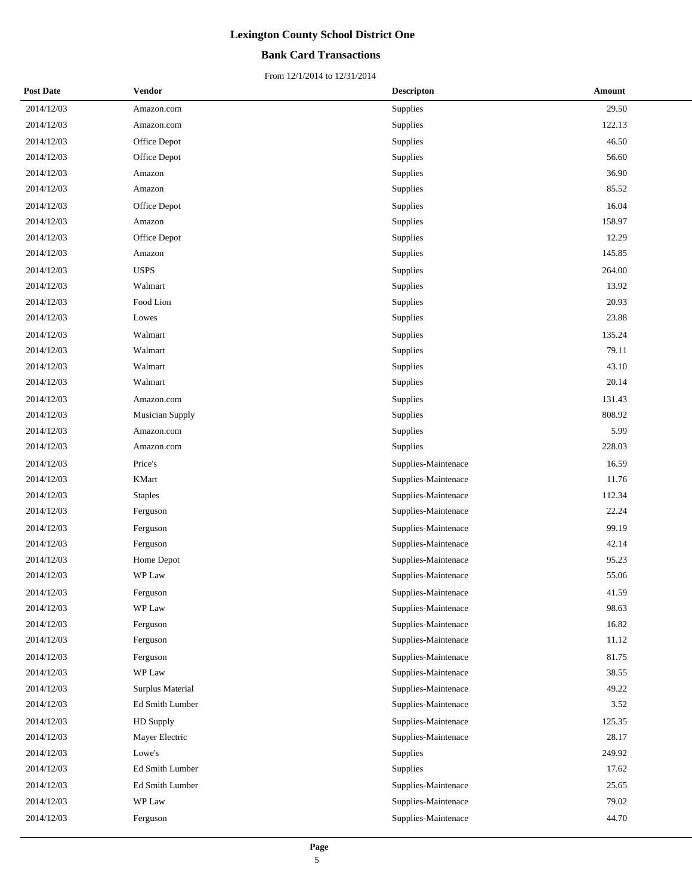# Lexington County School District One

## Bank Card Transactions

From 12/1/2014 to 12/31/2014

| Post Date | Vendor | Descripton | Amount |
|---|---|---|---|
| 2014/12/03 | Amazon.com | Supplies | 29.50 |
| 2014/12/03 | Amazon.com | Supplies | 122.13 |
| 2014/12/03 | Office Depot | Supplies | 46.50 |
| 2014/12/03 | Office Depot | Supplies | 56.60 |
| 2014/12/03 | Amazon | Supplies | 36.90 |
| 2014/12/03 | Amazon | Supplies | 85.52 |
| 2014/12/03 | Office Depot | Supplies | 16.04 |
| 2014/12/03 | Amazon | Supplies | 158.97 |
| 2014/12/03 | Office Depot | Supplies | 12.29 |
| 2014/12/03 | Amazon | Supplies | 145.85 |
| 2014/12/03 | USPS | Supplies | 264.00 |
| 2014/12/03 | Walmart | Supplies | 13.92 |
| 2014/12/03 | Food Lion | Supplies | 20.93 |
| 2014/12/03 | Lowes | Supplies | 23.88 |
| 2014/12/03 | Walmart | Supplies | 135.24 |
| 2014/12/03 | Walmart | Supplies | 79.11 |
| 2014/12/03 | Walmart | Supplies | 43.10 |
| 2014/12/03 | Walmart | Supplies | 20.14 |
| 2014/12/03 | Amazon.com | Supplies | 131.43 |
| 2014/12/03 | Musician Supply | Supplies | 808.92 |
| 2014/12/03 | Amazon.com | Supplies | 5.99 |
| 2014/12/03 | Amazon.com | Supplies | 228.03 |
| 2014/12/03 | Price's | Supplies-Maintenace | 16.59 |
| 2014/12/03 | KMart | Supplies-Maintenace | 11.76 |
| 2014/12/03 | Staples | Supplies-Maintenace | 112.34 |
| 2014/12/03 | Ferguson | Supplies-Maintenace | 22.24 |
| 2014/12/03 | Ferguson | Supplies-Maintenace | 99.19 |
| 2014/12/03 | Ferguson | Supplies-Maintenace | 42.14 |
| 2014/12/03 | Home Depot | Supplies-Maintenace | 95.23 |
| 2014/12/03 | WP Law | Supplies-Maintenace | 55.06 |
| 2014/12/03 | Ferguson | Supplies-Maintenace | 41.59 |
| 2014/12/03 | WP Law | Supplies-Maintenace | 98.63 |
| 2014/12/03 | Ferguson | Supplies-Maintenace | 16.82 |
| 2014/12/03 | Ferguson | Supplies-Maintenace | 11.12 |
| 2014/12/03 | Ferguson | Supplies-Maintenace | 81.75 |
| 2014/12/03 | WP Law | Supplies-Maintenace | 38.55 |
| 2014/12/03 | Surplus Material | Supplies-Maintenace | 49.22 |
| 2014/12/03 | Ed Smith Lumber | Supplies-Maintenace | 3.52 |
| 2014/12/03 | HD Supply | Supplies-Maintenace | 125.35 |
| 2014/12/03 | Mayer Electric | Supplies-Maintenace | 28.17 |
| 2014/12/03 | Lowe's | Supplies | 249.92 |
| 2014/12/03 | Ed Smith Lumber | Supplies | 17.62 |
| 2014/12/03 | Ed Smith Lumber | Supplies-Maintenace | 25.65 |
| 2014/12/03 | WP Law | Supplies-Maintenace | 79.02 |
| 2014/12/03 | Ferguson | Supplies-Maintenace | 44.70 |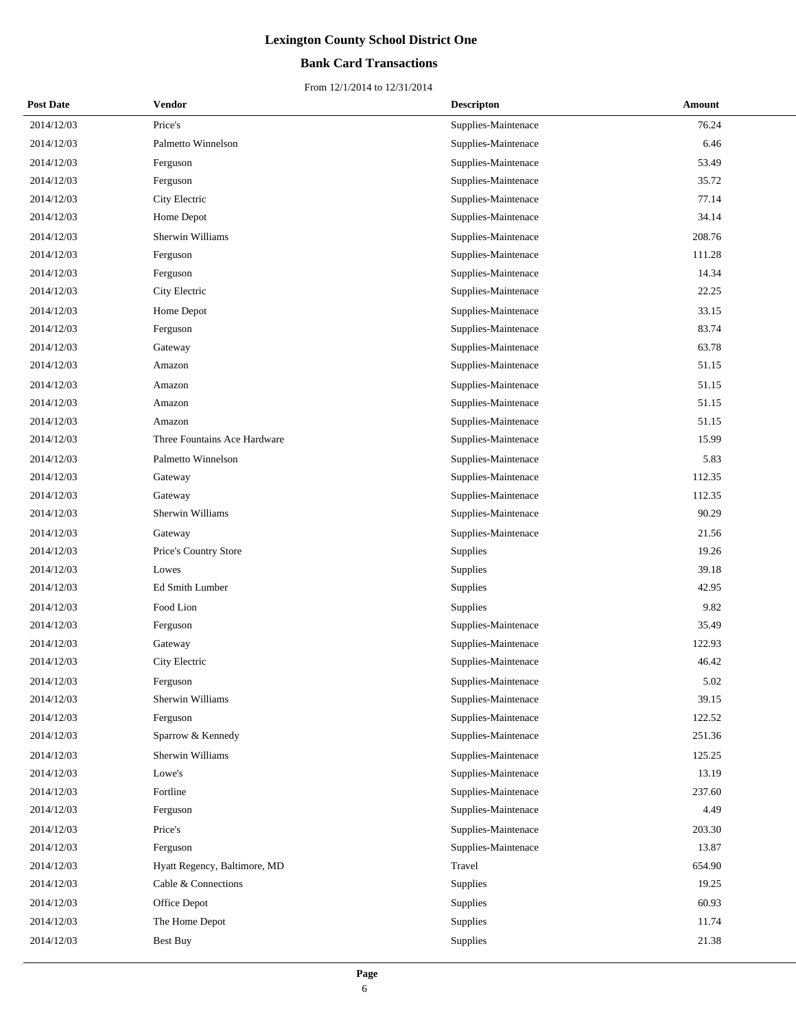# Lexington County School District One

## Bank Card Transactions

From 12/1/2014 to 12/31/2014

| Post Date | Vendor | Descripton | Amount |
|---|---|---|---|
| 2014/12/03 | Price's | Supplies-Maintenace | 76.24 |
| 2014/12/03 | Palmetto Winnelson | Supplies-Maintenace | 6.46 |
| 2014/12/03 | Ferguson | Supplies-Maintenace | 53.49 |
| 2014/12/03 | Ferguson | Supplies-Maintenace | 35.72 |
| 2014/12/03 | City Electric | Supplies-Maintenace | 77.14 |
| 2014/12/03 | Home Depot | Supplies-Maintenace | 34.14 |
| 2014/12/03 | Sherwin Williams | Supplies-Maintenace | 208.76 |
| 2014/12/03 | Ferguson | Supplies-Maintenace | 111.28 |
| 2014/12/03 | Ferguson | Supplies-Maintenace | 14.34 |
| 2014/12/03 | City Electric | Supplies-Maintenace | 22.25 |
| 2014/12/03 | Home Depot | Supplies-Maintenace | 33.15 |
| 2014/12/03 | Ferguson | Supplies-Maintenace | 83.74 |
| 2014/12/03 | Gateway | Supplies-Maintenace | 63.78 |
| 2014/12/03 | Amazon | Supplies-Maintenace | 51.15 |
| 2014/12/03 | Amazon | Supplies-Maintenace | 51.15 |
| 2014/12/03 | Amazon | Supplies-Maintenace | 51.15 |
| 2014/12/03 | Amazon | Supplies-Maintenace | 51.15 |
| 2014/12/03 | Three Fountains Ace Hardware | Supplies-Maintenace | 15.99 |
| 2014/12/03 | Palmetto Winnelson | Supplies-Maintenace | 5.83 |
| 2014/12/03 | Gateway | Supplies-Maintenace | 112.35 |
| 2014/12/03 | Gateway | Supplies-Maintenace | 112.35 |
| 2014/12/03 | Sherwin Williams | Supplies-Maintenace | 90.29 |
| 2014/12/03 | Gateway | Supplies-Maintenace | 21.56 |
| 2014/12/03 | Price's Country Store | Supplies | 19.26 |
| 2014/12/03 | Lowes | Supplies | 39.18 |
| 2014/12/03 | Ed Smith Lumber | Supplies | 42.95 |
| 2014/12/03 | Food Lion | Supplies | 9.82 |
| 2014/12/03 | Ferguson | Supplies-Maintenace | 35.49 |
| 2014/12/03 | Gateway | Supplies-Maintenace | 122.93 |
| 2014/12/03 | City Electric | Supplies-Maintenace | 46.42 |
| 2014/12/03 | Ferguson | Supplies-Maintenace | 5.02 |
| 2014/12/03 | Sherwin Williams | Supplies-Maintenace | 39.15 |
| 2014/12/03 | Ferguson | Supplies-Maintenace | 122.52 |
| 2014/12/03 | Sparrow & Kennedy | Supplies-Maintenace | 251.36 |
| 2014/12/03 | Sherwin Williams | Supplies-Maintenace | 125.25 |
| 2014/12/03 | Lowe's | Supplies-Maintenace | 13.19 |
| 2014/12/03 | Fortline | Supplies-Maintenace | 237.60 |
| 2014/12/03 | Ferguson | Supplies-Maintenace | 4.49 |
| 2014/12/03 | Price's | Supplies-Maintenace | 203.30 |
| 2014/12/03 | Ferguson | Supplies-Maintenace | 13.87 |
| 2014/12/03 | Hyatt Regency, Baltimore, MD | Travel | 654.90 |
| 2014/12/03 | Cable & Connections | Supplies | 19.25 |
| 2014/12/03 | Office Depot | Supplies | 60.93 |
| 2014/12/03 | The Home Depot | Supplies | 11.74 |
| 2014/12/03 | Best Buy | Supplies | 21.38 |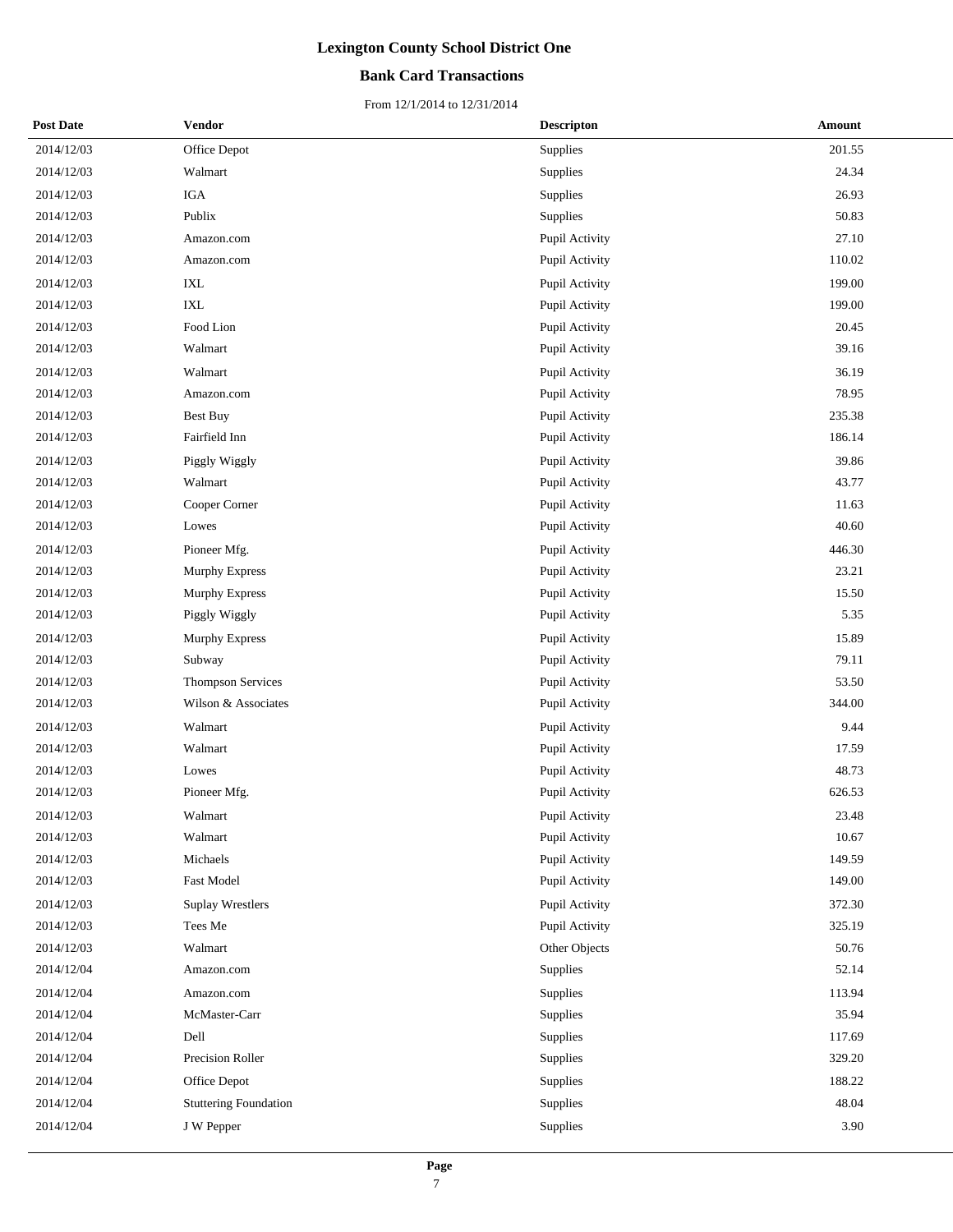# Lexington County School District One

## Bank Card Transactions

From 12/1/2014 to 12/31/2014

| Post Date | Vendor | Descripton | Amount |
|---|---|---|---|
| 2014/12/03 | Office Depot | Supplies | 201.55 |
| 2014/12/03 | Walmart | Supplies | 24.34 |
| 2014/12/03 | IGA | Supplies | 26.93 |
| 2014/12/03 | Publix | Supplies | 50.83 |
| 2014/12/03 | Amazon.com | Pupil Activity | 27.10 |
| 2014/12/03 | Amazon.com | Pupil Activity | 110.02 |
| 2014/12/03 | IXL | Pupil Activity | 199.00 |
| 2014/12/03 | IXL | Pupil Activity | 199.00 |
| 2014/12/03 | Food Lion | Pupil Activity | 20.45 |
| 2014/12/03 | Walmart | Pupil Activity | 39.16 |
| 2014/12/03 | Walmart | Pupil Activity | 36.19 |
| 2014/12/03 | Amazon.com | Pupil Activity | 78.95 |
| 2014/12/03 | Best Buy | Pupil Activity | 235.38 |
| 2014/12/03 | Fairfield Inn | Pupil Activity | 186.14 |
| 2014/12/03 | Piggly Wiggly | Pupil Activity | 39.86 |
| 2014/12/03 | Walmart | Pupil Activity | 43.77 |
| 2014/12/03 | Cooper Corner | Pupil Activity | 11.63 |
| 2014/12/03 | Lowes | Pupil Activity | 40.60 |
| 2014/12/03 | Pioneer Mfg. | Pupil Activity | 446.30 |
| 2014/12/03 | Murphy Express | Pupil Activity | 23.21 |
| 2014/12/03 | Murphy Express | Pupil Activity | 15.50 |
| 2014/12/03 | Piggly Wiggly | Pupil Activity | 5.35 |
| 2014/12/03 | Murphy Express | Pupil Activity | 15.89 |
| 2014/12/03 | Subway | Pupil Activity | 79.11 |
| 2014/12/03 | Thompson Services | Pupil Activity | 53.50 |
| 2014/12/03 | Wilson & Associates | Pupil Activity | 344.00 |
| 2014/12/03 | Walmart | Pupil Activity | 9.44 |
| 2014/12/03 | Walmart | Pupil Activity | 17.59 |
| 2014/12/03 | Lowes | Pupil Activity | 48.73 |
| 2014/12/03 | Pioneer Mfg. | Pupil Activity | 626.53 |
| 2014/12/03 | Walmart | Pupil Activity | 23.48 |
| 2014/12/03 | Walmart | Pupil Activity | 10.67 |
| 2014/12/03 | Michaels | Pupil Activity | 149.59 |
| 2014/12/03 | Fast Model | Pupil Activity | 149.00 |
| 2014/12/03 | Suplay Wrestlers | Pupil Activity | 372.30 |
| 2014/12/03 | Tees Me | Pupil Activity | 325.19 |
| 2014/12/03 | Walmart | Other Objects | 50.76 |
| 2014/12/04 | Amazon.com | Supplies | 52.14 |
| 2014/12/04 | Amazon.com | Supplies | 113.94 |
| 2014/12/04 | McMaster-Carr | Supplies | 35.94 |
| 2014/12/04 | Dell | Supplies | 117.69 |
| 2014/12/04 | Precision Roller | Supplies | 329.20 |
| 2014/12/04 | Office Depot | Supplies | 188.22 |
| 2014/12/04 | Stuttering Foundation | Supplies | 48.04 |
| 2014/12/04 | J W Pepper | Supplies | 3.90 |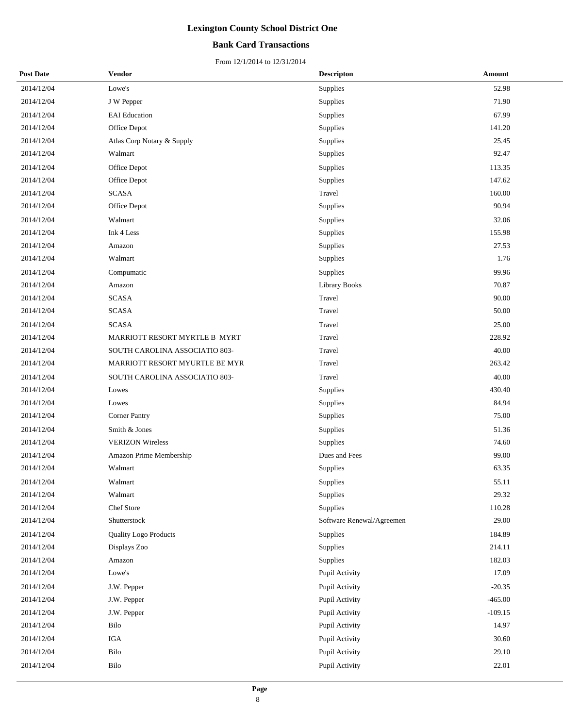# Lexington County School District One

## Bank Card Transactions

From 12/1/2014 to 12/31/2014

| Post Date | Vendor | Descripton | Amount |
|---|---|---|---|
| 2014/12/04 | Lowe's | Supplies | 52.98 |
| 2014/12/04 | J W Pepper | Supplies | 71.90 |
| 2014/12/04 | EAI Education | Supplies | 67.99 |
| 2014/12/04 | Office Depot | Supplies | 141.20 |
| 2014/12/04 | Atlas Corp Notary & Supply | Supplies | 25.45 |
| 2014/12/04 | Walmart | Supplies | 92.47 |
| 2014/12/04 | Office Depot | Supplies | 113.35 |
| 2014/12/04 | Office Depot | Supplies | 147.62 |
| 2014/12/04 | SCASA | Travel | 160.00 |
| 2014/12/04 | Office Depot | Supplies | 90.94 |
| 2014/12/04 | Walmart | Supplies | 32.06 |
| 2014/12/04 | Ink 4 Less | Supplies | 155.98 |
| 2014/12/04 | Amazon | Supplies | 27.53 |
| 2014/12/04 | Walmart | Supplies | 1.76 |
| 2014/12/04 | Compumatic | Supplies | 99.96 |
| 2014/12/04 | Amazon | Library Books | 70.87 |
| 2014/12/04 | SCASA | Travel | 90.00 |
| 2014/12/04 | SCASA | Travel | 50.00 |
| 2014/12/04 | SCASA | Travel | 25.00 |
| 2014/12/04 | MARRIOTT RESORT MYRTLE B MYRT | Travel | 228.92 |
| 2014/12/04 | SOUTH CAROLINA ASSOCIATIO 803- | Travel | 40.00 |
| 2014/12/04 | MARRIOTT RESORT MYURTLE BE MYR | Travel | 263.42 |
| 2014/12/04 | SOUTH CAROLINA ASSOCIATIO 803- | Travel | 40.00 |
| 2014/12/04 | Lowes | Supplies | 430.40 |
| 2014/12/04 | Lowes | Supplies | 84.94 |
| 2014/12/04 | Corner Pantry | Supplies | 75.00 |
| 2014/12/04 | Smith & Jones | Supplies | 51.36 |
| 2014/12/04 | VERIZON Wireless | Supplies | 74.60 |
| 2014/12/04 | Amazon Prime Membership | Dues and Fees | 99.00 |
| 2014/12/04 | Walmart | Supplies | 63.35 |
| 2014/12/04 | Walmart | Supplies | 55.11 |
| 2014/12/04 | Walmart | Supplies | 29.32 |
| 2014/12/04 | Chef Store | Supplies | 110.28 |
| 2014/12/04 | Shutterstock | Software Renewal/Agreemen | 29.00 |
| 2014/12/04 | Quality Logo Products | Supplies | 184.89 |
| 2014/12/04 | Displays Zoo | Supplies | 214.11 |
| 2014/12/04 | Amazon | Supplies | 182.03 |
| 2014/12/04 | Lowe's | Pupil Activity | 17.09 |
| 2014/12/04 | J.W. Pepper | Pupil Activity | -20.35 |
| 2014/12/04 | J.W. Pepper | Pupil Activity | -465.00 |
| 2014/12/04 | J.W. Pepper | Pupil Activity | -109.15 |
| 2014/12/04 | Bilo | Pupil Activity | 14.97 |
| 2014/12/04 | IGA | Pupil Activity | 30.60 |
| 2014/12/04 | Bilo | Pupil Activity | 29.10 |
| 2014/12/04 | Bilo | Pupil Activity | 22.01 |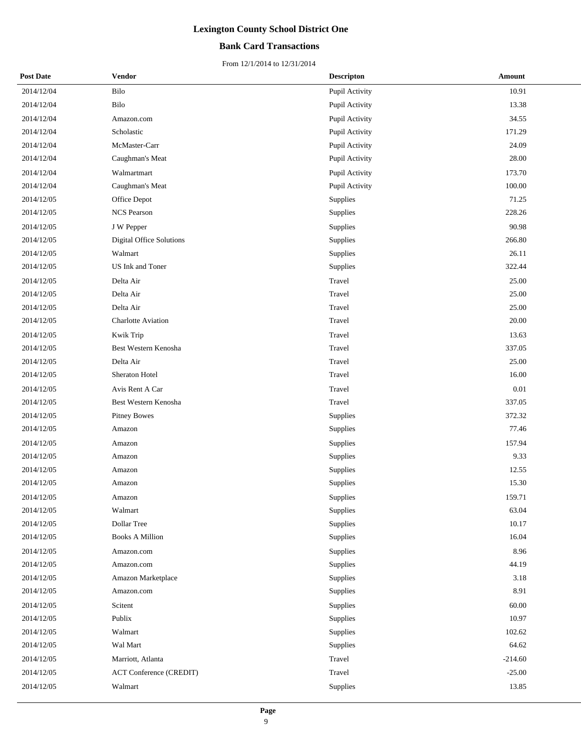# Lexington County School District One

## Bank Card Transactions

From 12/1/2014 to 12/31/2014

| Post Date | Vendor | Descripton | Amount |
|---|---|---|---|
| 2014/12/04 | Bilo | Pupil Activity | 10.91 |
| 2014/12/04 | Bilo | Pupil Activity | 13.38 |
| 2014/12/04 | Amazon.com | Pupil Activity | 34.55 |
| 2014/12/04 | Scholastic | Pupil Activity | 171.29 |
| 2014/12/04 | McMaster-Carr | Pupil Activity | 24.09 |
| 2014/12/04 | Caughman's Meat | Pupil Activity | 28.00 |
| 2014/12/04 | Walmartmart | Pupil Activity | 173.70 |
| 2014/12/04 | Caughman's Meat | Pupil Activity | 100.00 |
| 2014/12/05 | Office Depot | Supplies | 71.25 |
| 2014/12/05 | NCS Pearson | Supplies | 228.26 |
| 2014/12/05 | J W Pepper | Supplies | 90.98 |
| 2014/12/05 | Digital Office Solutions | Supplies | 266.80 |
| 2014/12/05 | Walmart | Supplies | 26.11 |
| 2014/12/05 | US Ink and Toner | Supplies | 322.44 |
| 2014/12/05 | Delta Air | Travel | 25.00 |
| 2014/12/05 | Delta Air | Travel | 25.00 |
| 2014/12/05 | Delta Air | Travel | 25.00 |
| 2014/12/05 | Charlotte Aviation | Travel | 20.00 |
| 2014/12/05 | Kwik Trip | Travel | 13.63 |
| 2014/12/05 | Best Western Kenosha | Travel | 337.05 |
| 2014/12/05 | Delta Air | Travel | 25.00 |
| 2014/12/05 | Sheraton Hotel | Travel | 16.00 |
| 2014/12/05 | Avis Rent A Car | Travel | 0.01 |
| 2014/12/05 | Best Western Kenosha | Travel | 337.05 |
| 2014/12/05 | Pitney Bowes | Supplies | 372.32 |
| 2014/12/05 | Amazon | Supplies | 77.46 |
| 2014/12/05 | Amazon | Supplies | 157.94 |
| 2014/12/05 | Amazon | Supplies | 9.33 |
| 2014/12/05 | Amazon | Supplies | 12.55 |
| 2014/12/05 | Amazon | Supplies | 15.30 |
| 2014/12/05 | Amazon | Supplies | 159.71 |
| 2014/12/05 | Walmart | Supplies | 63.04 |
| 2014/12/05 | Dollar Tree | Supplies | 10.17 |
| 2014/12/05 | Books A Million | Supplies | 16.04 |
| 2014/12/05 | Amazon.com | Supplies | 8.96 |
| 2014/12/05 | Amazon.com | Supplies | 44.19 |
| 2014/12/05 | Amazon Marketplace | Supplies | 3.18 |
| 2014/12/05 | Amazon.com | Supplies | 8.91 |
| 2014/12/05 | Scitent | Supplies | 60.00 |
| 2014/12/05 | Publix | Supplies | 10.97 |
| 2014/12/05 | Walmart | Supplies | 102.62 |
| 2014/12/05 | Wal Mart | Supplies | 64.62 |
| 2014/12/05 | Marriott, Atlanta | Travel | -214.60 |
| 2014/12/05 | ACT Conference (CREDIT) | Travel | -25.00 |
| 2014/12/05 | Walmart | Supplies | 13.85 |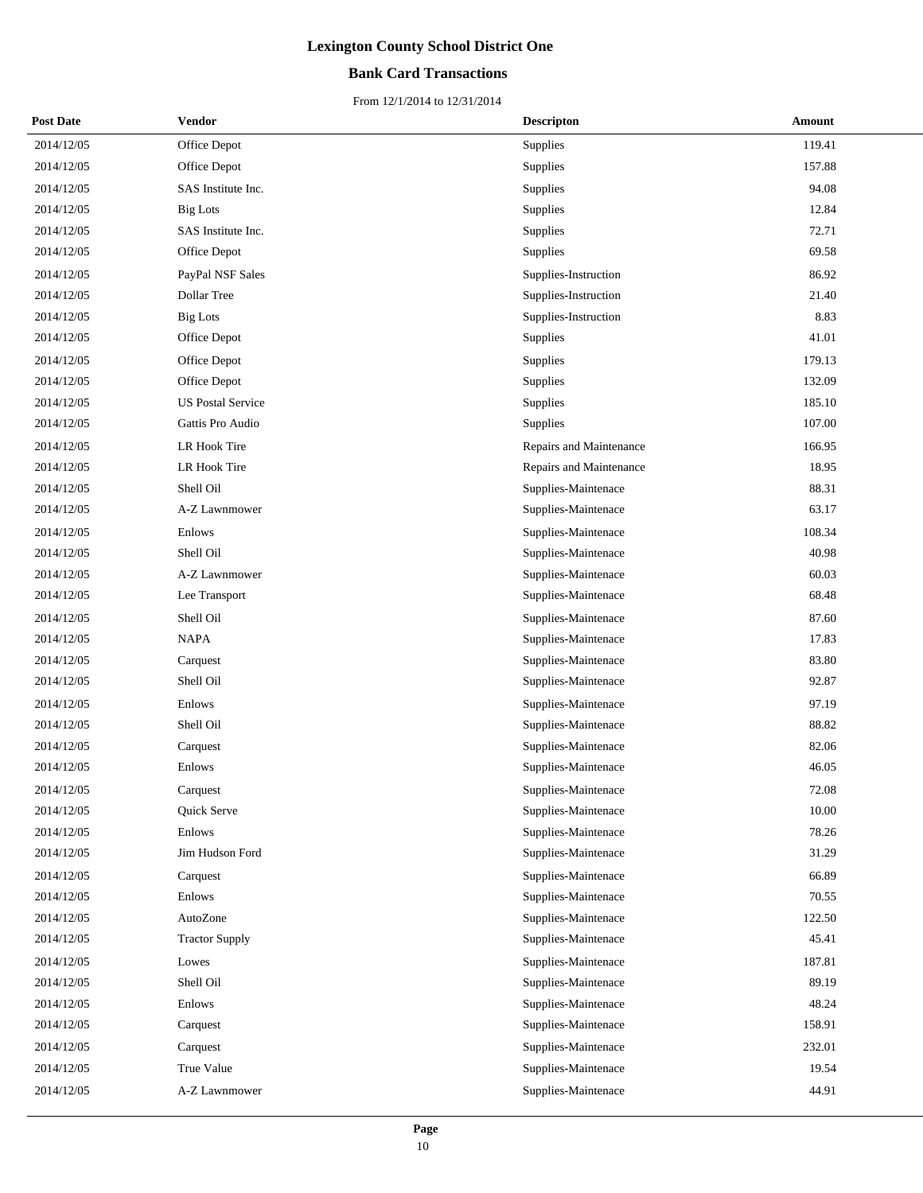# Lexington County School District One

## Bank Card Transactions

From 12/1/2014 to 12/31/2014

| Post Date | Vendor | Descripton | Amount |
|---|---|---|---|
| 2014/12/05 | Office Depot | Supplies | 119.41 |
| 2014/12/05 | Office Depot | Supplies | 157.88 |
| 2014/12/05 | SAS Institute Inc. | Supplies | 94.08 |
| 2014/12/05 | Big Lots | Supplies | 12.84 |
| 2014/12/05 | SAS Institute Inc. | Supplies | 72.71 |
| 2014/12/05 | Office Depot | Supplies | 69.58 |
| 2014/12/05 | PayPal NSF Sales | Supplies-Instruction | 86.92 |
| 2014/12/05 | Dollar Tree | Supplies-Instruction | 21.40 |
| 2014/12/05 | Big Lots | Supplies-Instruction | 8.83 |
| 2014/12/05 | Office Depot | Supplies | 41.01 |
| 2014/12/05 | Office Depot | Supplies | 179.13 |
| 2014/12/05 | Office Depot | Supplies | 132.09 |
| 2014/12/05 | US Postal Service | Supplies | 185.10 |
| 2014/12/05 | Gattis Pro Audio | Supplies | 107.00 |
| 2014/12/05 | LR Hook Tire | Repairs and Maintenance | 166.95 |
| 2014/12/05 | LR Hook Tire | Repairs and Maintenance | 18.95 |
| 2014/12/05 | Shell Oil | Supplies-Maintenace | 88.31 |
| 2014/12/05 | A-Z Lawnmower | Supplies-Maintenace | 63.17 |
| 2014/12/05 | Enlows | Supplies-Maintenace | 108.34 |
| 2014/12/05 | Shell Oil | Supplies-Maintenace | 40.98 |
| 2014/12/05 | A-Z Lawnmower | Supplies-Maintenace | 60.03 |
| 2014/12/05 | Lee Transport | Supplies-Maintenace | 68.48 |
| 2014/12/05 | Shell Oil | Supplies-Maintenace | 87.60 |
| 2014/12/05 | NAPA | Supplies-Maintenace | 17.83 |
| 2014/12/05 | Carquest | Supplies-Maintenace | 83.80 |
| 2014/12/05 | Shell Oil | Supplies-Maintenace | 92.87 |
| 2014/12/05 | Enlows | Supplies-Maintenace | 97.19 |
| 2014/12/05 | Shell Oil | Supplies-Maintenace | 88.82 |
| 2014/12/05 | Carquest | Supplies-Maintenace | 82.06 |
| 2014/12/05 | Enlows | Supplies-Maintenace | 46.05 |
| 2014/12/05 | Carquest | Supplies-Maintenace | 72.08 |
| 2014/12/05 | Quick Serve | Supplies-Maintenace | 10.00 |
| 2014/12/05 | Enlows | Supplies-Maintenace | 78.26 |
| 2014/12/05 | Jim Hudson Ford | Supplies-Maintenace | 31.29 |
| 2014/12/05 | Carquest | Supplies-Maintenace | 66.89 |
| 2014/12/05 | Enlows | Supplies-Maintenace | 70.55 |
| 2014/12/05 | AutoZone | Supplies-Maintenace | 122.50 |
| 2014/12/05 | Tractor Supply | Supplies-Maintenace | 45.41 |
| 2014/12/05 | Lowes | Supplies-Maintenace | 187.81 |
| 2014/12/05 | Shell Oil | Supplies-Maintenace | 89.19 |
| 2014/12/05 | Enlows | Supplies-Maintenace | 48.24 |
| 2014/12/05 | Carquest | Supplies-Maintenace | 158.91 |
| 2014/12/05 | Carquest | Supplies-Maintenace | 232.01 |
| 2014/12/05 | True Value | Supplies-Maintenace | 19.54 |
| 2014/12/05 | A-Z Lawnmower | Supplies-Maintenace | 44.91 |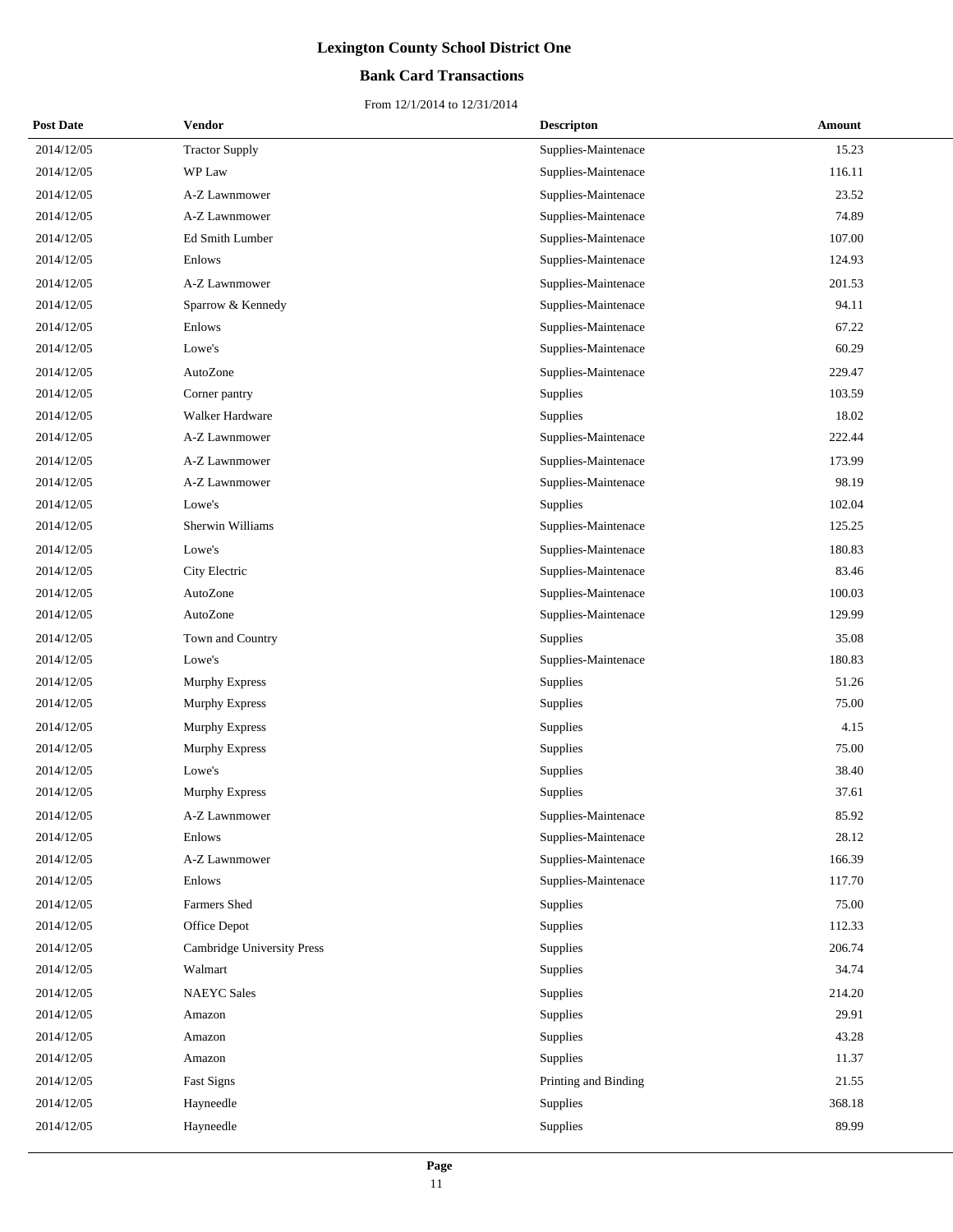# Lexington County School District One

## Bank Card Transactions

From 12/1/2014 to 12/31/2014

| Post Date | Vendor | Descripton | Amount |
|---|---|---|---|
| 2014/12/05 | Tractor Supply | Supplies-Maintenace | 15.23 |
| 2014/12/05 | WP Law | Supplies-Maintenace | 116.11 |
| 2014/12/05 | A-Z Lawnmower | Supplies-Maintenace | 23.52 |
| 2014/12/05 | A-Z Lawnmower | Supplies-Maintenace | 74.89 |
| 2014/12/05 | Ed Smith Lumber | Supplies-Maintenace | 107.00 |
| 2014/12/05 | Enlows | Supplies-Maintenace | 124.93 |
| 2014/12/05 | A-Z Lawnmower | Supplies-Maintenace | 201.53 |
| 2014/12/05 | Sparrow & Kennedy | Supplies-Maintenace | 94.11 |
| 2014/12/05 | Enlows | Supplies-Maintenace | 67.22 |
| 2014/12/05 | Lowe's | Supplies-Maintenace | 60.29 |
| 2014/12/05 | AutoZone | Supplies-Maintenace | 229.47 |
| 2014/12/05 | Corner pantry | Supplies | 103.59 |
| 2014/12/05 | Walker Hardware | Supplies | 18.02 |
| 2014/12/05 | A-Z Lawnmower | Supplies-Maintenace | 222.44 |
| 2014/12/05 | A-Z Lawnmower | Supplies-Maintenace | 173.99 |
| 2014/12/05 | A-Z Lawnmower | Supplies-Maintenace | 98.19 |
| 2014/12/05 | Lowe's | Supplies | 102.04 |
| 2014/12/05 | Sherwin Williams | Supplies-Maintenace | 125.25 |
| 2014/12/05 | Lowe's | Supplies-Maintenace | 180.83 |
| 2014/12/05 | City Electric | Supplies-Maintenace | 83.46 |
| 2014/12/05 | AutoZone | Supplies-Maintenace | 100.03 |
| 2014/12/05 | AutoZone | Supplies-Maintenace | 129.99 |
| 2014/12/05 | Town and Country | Supplies | 35.08 |
| 2014/12/05 | Lowe's | Supplies-Maintenace | 180.83 |
| 2014/12/05 | Murphy Express | Supplies | 51.26 |
| 2014/12/05 | Murphy Express | Supplies | 75.00 |
| 2014/12/05 | Murphy Express | Supplies | 4.15 |
| 2014/12/05 | Murphy Express | Supplies | 75.00 |
| 2014/12/05 | Lowe's | Supplies | 38.40 |
| 2014/12/05 | Murphy Express | Supplies | 37.61 |
| 2014/12/05 | A-Z Lawnmower | Supplies-Maintenace | 85.92 |
| 2014/12/05 | Enlows | Supplies-Maintenace | 28.12 |
| 2014/12/05 | A-Z Lawnmower | Supplies-Maintenace | 166.39 |
| 2014/12/05 | Enlows | Supplies-Maintenace | 117.70 |
| 2014/12/05 | Farmers Shed | Supplies | 75.00 |
| 2014/12/05 | Office Depot | Supplies | 112.33 |
| 2014/12/05 | Cambridge University Press | Supplies | 206.74 |
| 2014/12/05 | Walmart | Supplies | 34.74 |
| 2014/12/05 | NAEYC Sales | Supplies | 214.20 |
| 2014/12/05 | Amazon | Supplies | 29.91 |
| 2014/12/05 | Amazon | Supplies | 43.28 |
| 2014/12/05 | Amazon | Supplies | 11.37 |
| 2014/12/05 | Fast Signs | Printing and Binding | 21.55 |
| 2014/12/05 | Hayneedle | Supplies | 368.18 |
| 2014/12/05 | Hayneedle | Supplies | 89.99 |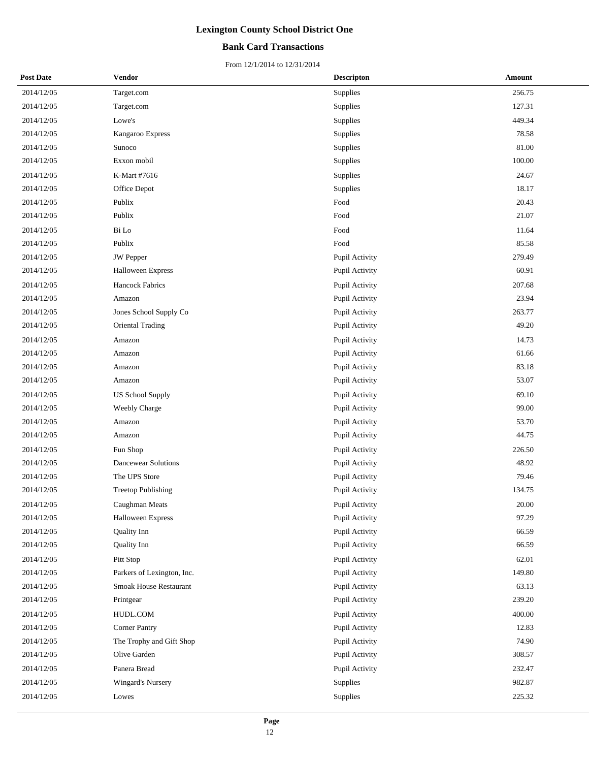# Lexington County School District One

## Bank Card Transactions

From 12/1/2014 to 12/31/2014

| Post Date | Vendor | Descripton | Amount |
|---|---|---|---|
| 2014/12/05 | Target.com | Supplies | 256.75 |
| 2014/12/05 | Target.com | Supplies | 127.31 |
| 2014/12/05 | Lowe's | Supplies | 449.34 |
| 2014/12/05 | Kangaroo Express | Supplies | 78.58 |
| 2014/12/05 | Sunoco | Supplies | 81.00 |
| 2014/12/05 | Exxon mobil | Supplies | 100.00 |
| 2014/12/05 | K-Mart #7616 | Supplies | 24.67 |
| 2014/12/05 | Office Depot | Supplies | 18.17 |
| 2014/12/05 | Publix | Food | 20.43 |
| 2014/12/05 | Publix | Food | 21.07 |
| 2014/12/05 | Bi Lo | Food | 11.64 |
| 2014/12/05 | Publix | Food | 85.58 |
| 2014/12/05 | JW Pepper | Pupil Activity | 279.49 |
| 2014/12/05 | Halloween Express | Pupil Activity | 60.91 |
| 2014/12/05 | Hancock Fabrics | Pupil Activity | 207.68 |
| 2014/12/05 | Amazon | Pupil Activity | 23.94 |
| 2014/12/05 | Jones School Supply Co | Pupil Activity | 263.77 |
| 2014/12/05 | Oriental Trading | Pupil Activity | 49.20 |
| 2014/12/05 | Amazon | Pupil Activity | 14.73 |
| 2014/12/05 | Amazon | Pupil Activity | 61.66 |
| 2014/12/05 | Amazon | Pupil Activity | 83.18 |
| 2014/12/05 | Amazon | Pupil Activity | 53.07 |
| 2014/12/05 | US School Supply | Pupil Activity | 69.10 |
| 2014/12/05 | Weebly Charge | Pupil Activity | 99.00 |
| 2014/12/05 | Amazon | Pupil Activity | 53.70 |
| 2014/12/05 | Amazon | Pupil Activity | 44.75 |
| 2014/12/05 | Fun Shop | Pupil Activity | 226.50 |
| 2014/12/05 | Dancewear Solutions | Pupil Activity | 48.92 |
| 2014/12/05 | The UPS Store | Pupil Activity | 79.46 |
| 2014/12/05 | Treetop Publishing | Pupil Activity | 134.75 |
| 2014/12/05 | Caughman Meats | Pupil Activity | 20.00 |
| 2014/12/05 | Halloween Express | Pupil Activity | 97.29 |
| 2014/12/05 | Quality Inn | Pupil Activity | 66.59 |
| 2014/12/05 | Quality Inn | Pupil Activity | 66.59 |
| 2014/12/05 | Pitt Stop | Pupil Activity | 62.01 |
| 2014/12/05 | Parkers of Lexington, Inc. | Pupil Activity | 149.80 |
| 2014/12/05 | Smoak House Restaurant | Pupil Activity | 63.13 |
| 2014/12/05 | Printgear | Pupil Activity | 239.20 |
| 2014/12/05 | HUDL.COM | Pupil Activity | 400.00 |
| 2014/12/05 | Corner Pantry | Pupil Activity | 12.83 |
| 2014/12/05 | The Trophy and Gift Shop | Pupil Activity | 74.90 |
| 2014/12/05 | Olive Garden | Pupil Activity | 308.57 |
| 2014/12/05 | Panera Bread | Pupil Activity | 232.47 |
| 2014/12/05 | Wingard's Nursery | Supplies | 982.87 |
| 2014/12/05 | Lowes | Supplies | 225.32 |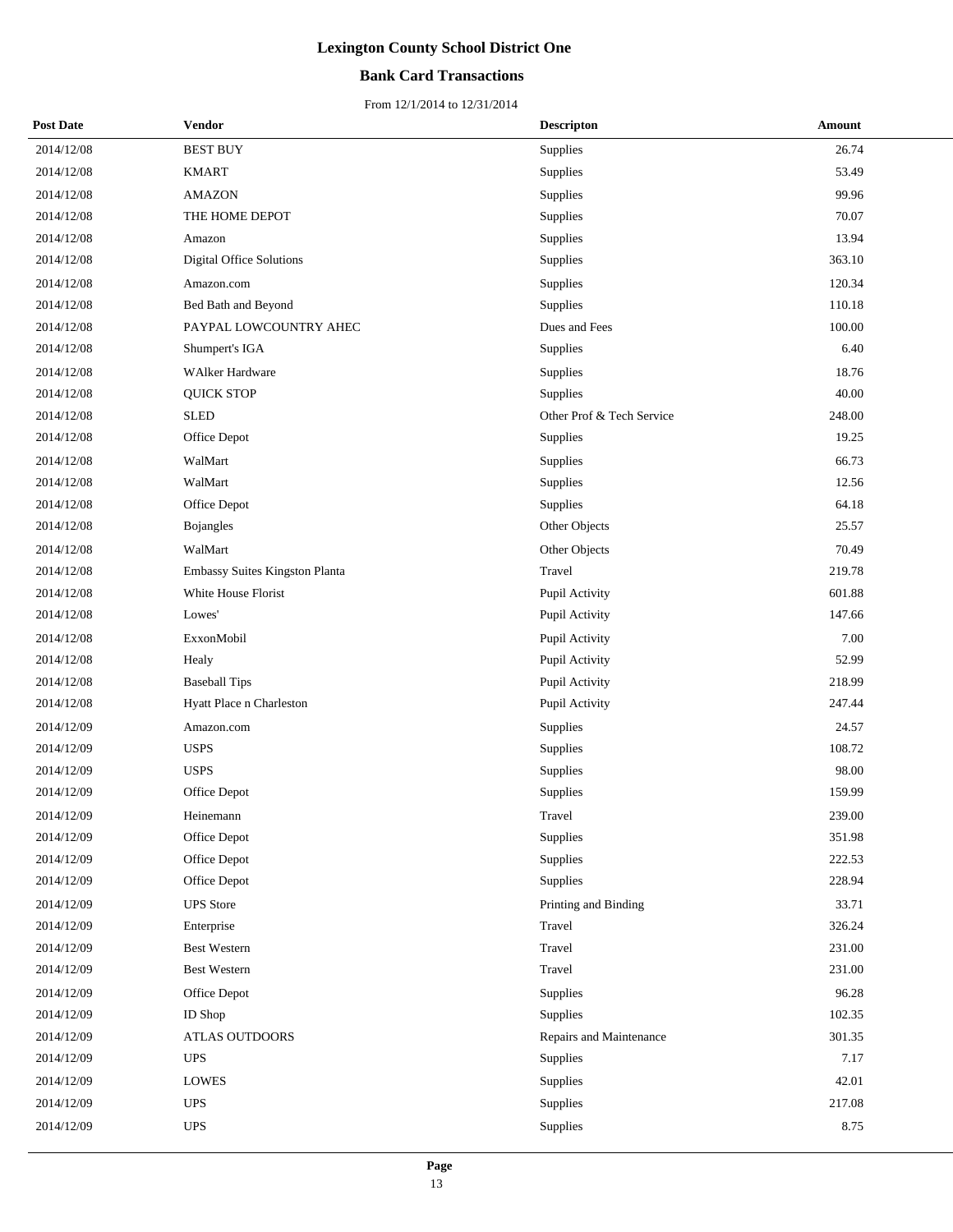# Lexington County School District One

## Bank Card Transactions

From 12/1/2014 to 12/31/2014

| Post Date | Vendor | Descripton | Amount |
|---|---|---|---|
| 2014/12/08 | BEST BUY | Supplies | 26.74 |
| 2014/12/08 | KMART | Supplies | 53.49 |
| 2014/12/08 | AMAZON | Supplies | 99.96 |
| 2014/12/08 | THE HOME DEPOT | Supplies | 70.07 |
| 2014/12/08 | Amazon | Supplies | 13.94 |
| 2014/12/08 | Digital Office Solutions | Supplies | 363.10 |
| 2014/12/08 | Amazon.com | Supplies | 120.34 |
| 2014/12/08 | Bed Bath and Beyond | Supplies | 110.18 |
| 2014/12/08 | PAYPAL LOWCOUNTRY AHEC | Dues and Fees | 100.00 |
| 2014/12/08 | Shumpert's IGA | Supplies | 6.40 |
| 2014/12/08 | WAlker Hardware | Supplies | 18.76 |
| 2014/12/08 | QUICK STOP | Supplies | 40.00 |
| 2014/12/08 | SLED | Other Prof & Tech Service | 248.00 |
| 2014/12/08 | Office Depot | Supplies | 19.25 |
| 2014/12/08 | WalMart | Supplies | 66.73 |
| 2014/12/08 | WalMart | Supplies | 12.56 |
| 2014/12/08 | Office Depot | Supplies | 64.18 |
| 2014/12/08 | Bojangles | Other Objects | 25.57 |
| 2014/12/08 | WalMart | Other Objects | 70.49 |
| 2014/12/08 | Embassy Suites Kingston Planta | Travel | 219.78 |
| 2014/12/08 | White House Florist | Pupil Activity | 601.88 |
| 2014/12/08 | Lowes' | Pupil Activity | 147.66 |
| 2014/12/08 | ExxonMobil | Pupil Activity | 7.00 |
| 2014/12/08 | Healy | Pupil Activity | 52.99 |
| 2014/12/08 | Baseball Tips | Pupil Activity | 218.99 |
| 2014/12/08 | Hyatt Place n Charleston | Pupil Activity | 247.44 |
| 2014/12/09 | Amazon.com | Supplies | 24.57 |
| 2014/12/09 | USPS | Supplies | 108.72 |
| 2014/12/09 | USPS | Supplies | 98.00 |
| 2014/12/09 | Office Depot | Supplies | 159.99 |
| 2014/12/09 | Heinemann | Travel | 239.00 |
| 2014/12/09 | Office Depot | Supplies | 351.98 |
| 2014/12/09 | Office Depot | Supplies | 222.53 |
| 2014/12/09 | Office Depot | Supplies | 228.94 |
| 2014/12/09 | UPS Store | Printing and Binding | 33.71 |
| 2014/12/09 | Enterprise | Travel | 326.24 |
| 2014/12/09 | Best Western | Travel | 231.00 |
| 2014/12/09 | Best Western | Travel | 231.00 |
| 2014/12/09 | Office Depot | Supplies | 96.28 |
| 2014/12/09 | ID Shop | Supplies | 102.35 |
| 2014/12/09 | ATLAS OUTDOORS | Repairs and Maintenance | 301.35 |
| 2014/12/09 | UPS | Supplies | 7.17 |
| 2014/12/09 | LOWES | Supplies | 42.01 |
| 2014/12/09 | UPS | Supplies | 217.08 |
| 2014/12/09 | UPS | Supplies | 8.75 |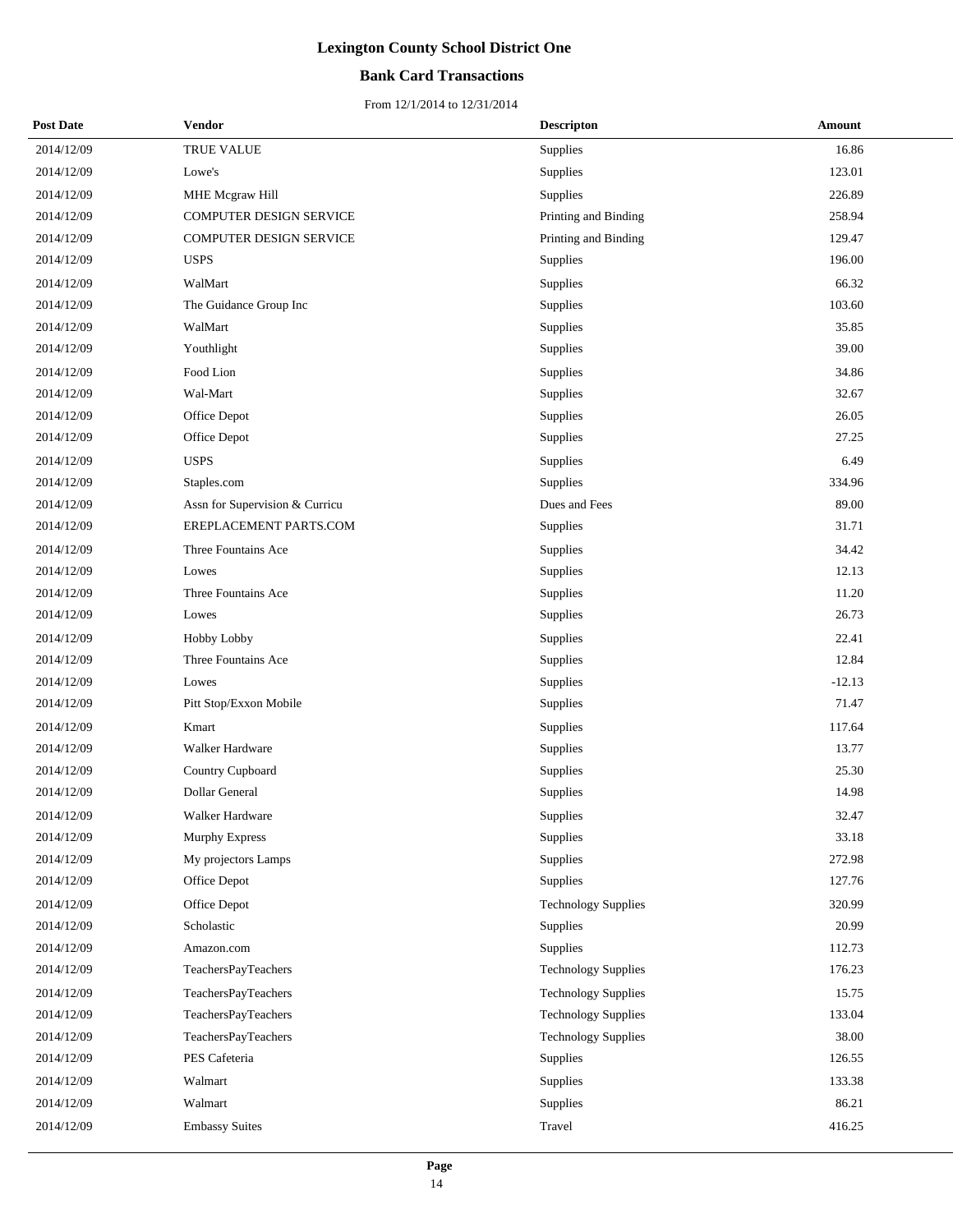# Lexington County School District One

## Bank Card Transactions

From 12/1/2014 to 12/31/2014

| Post Date | Vendor | Descripton | Amount |
|---|---|---|---|
| 2014/12/09 | TRUE VALUE | Supplies | 16.86 |
| 2014/12/09 | Lowe's | Supplies | 123.01 |
| 2014/12/09 | MHE Mcgraw Hill | Supplies | 226.89 |
| 2014/12/09 | COMPUTER DESIGN SERVICE | Printing and Binding | 258.94 |
| 2014/12/09 | COMPUTER DESIGN SERVICE | Printing and Binding | 129.47 |
| 2014/12/09 | USPS | Supplies | 196.00 |
| 2014/12/09 | WalMart | Supplies | 66.32 |
| 2014/12/09 | The Guidance Group Inc | Supplies | 103.60 |
| 2014/12/09 | WalMart | Supplies | 35.85 |
| 2014/12/09 | Youthlight | Supplies | 39.00 |
| 2014/12/09 | Food Lion | Supplies | 34.86 |
| 2014/12/09 | Wal-Mart | Supplies | 32.67 |
| 2014/12/09 | Office Depot | Supplies | 26.05 |
| 2014/12/09 | Office Depot | Supplies | 27.25 |
| 2014/12/09 | USPS | Supplies | 6.49 |
| 2014/12/09 | Staples.com | Supplies | 334.96 |
| 2014/12/09 | Assn for Supervision & Curricu | Dues and Fees | 89.00 |
| 2014/12/09 | EREPLACEMENT PARTS.COM | Supplies | 31.71 |
| 2014/12/09 | Three Fountains Ace | Supplies | 34.42 |
| 2014/12/09 | Lowes | Supplies | 12.13 |
| 2014/12/09 | Three Fountains Ace | Supplies | 11.20 |
| 2014/12/09 | Lowes | Supplies | 26.73 |
| 2014/12/09 | Hobby Lobby | Supplies | 22.41 |
| 2014/12/09 | Three Fountains Ace | Supplies | 12.84 |
| 2014/12/09 | Lowes | Supplies | -12.13 |
| 2014/12/09 | Pitt Stop/Exxon Mobile | Supplies | 71.47 |
| 2014/12/09 | Kmart | Supplies | 117.64 |
| 2014/12/09 | Walker Hardware | Supplies | 13.77 |
| 2014/12/09 | Country Cupboard | Supplies | 25.30 |
| 2014/12/09 | Dollar General | Supplies | 14.98 |
| 2014/12/09 | Walker Hardware | Supplies | 32.47 |
| 2014/12/09 | Murphy Express | Supplies | 33.18 |
| 2014/12/09 | My projectors Lamps | Supplies | 272.98 |
| 2014/12/09 | Office Depot | Supplies | 127.76 |
| 2014/12/09 | Office Depot | Technology Supplies | 320.99 |
| 2014/12/09 | Scholastic | Supplies | 20.99 |
| 2014/12/09 | Amazon.com | Supplies | 112.73 |
| 2014/12/09 | TeachersPayTeachers | Technology Supplies | 176.23 |
| 2014/12/09 | TeachersPayTeachers | Technology Supplies | 15.75 |
| 2014/12/09 | TeachersPayTeachers | Technology Supplies | 133.04 |
| 2014/12/09 | TeachersPayTeachers | Technology Supplies | 38.00 |
| 2014/12/09 | PES Cafeteria | Supplies | 126.55 |
| 2014/12/09 | Walmart | Supplies | 133.38 |
| 2014/12/09 | Walmart | Supplies | 86.21 |
| 2014/12/09 | Embassy Suites | Travel | 416.25 |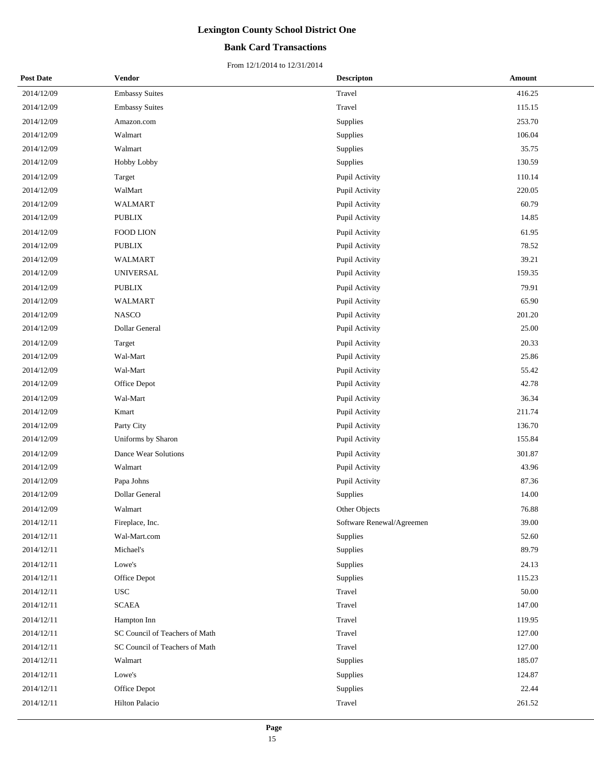# Lexington County School District One

## Bank Card Transactions

From 12/1/2014 to 12/31/2014

| Post Date | Vendor | Descripton | Amount |
|---|---|---|---|
| 2014/12/09 | Embassy Suites | Travel | 416.25 |
| 2014/12/09 | Embassy Suites | Travel | 115.15 |
| 2014/12/09 | Amazon.com | Supplies | 253.70 |
| 2014/12/09 | Walmart | Supplies | 106.04 |
| 2014/12/09 | Walmart | Supplies | 35.75 |
| 2014/12/09 | Hobby Lobby | Supplies | 130.59 |
| 2014/12/09 | Target | Pupil Activity | 110.14 |
| 2014/12/09 | WalMart | Pupil Activity | 220.05 |
| 2014/12/09 | WALMART | Pupil Activity | 60.79 |
| 2014/12/09 | PUBLIX | Pupil Activity | 14.85 |
| 2014/12/09 | FOOD LION | Pupil Activity | 61.95 |
| 2014/12/09 | PUBLIX | Pupil Activity | 78.52 |
| 2014/12/09 | WALMART | Pupil Activity | 39.21 |
| 2014/12/09 | UNIVERSAL | Pupil Activity | 159.35 |
| 2014/12/09 | PUBLIX | Pupil Activity | 79.91 |
| 2014/12/09 | WALMART | Pupil Activity | 65.90 |
| 2014/12/09 | NASCO | Pupil Activity | 201.20 |
| 2014/12/09 | Dollar General | Pupil Activity | 25.00 |
| 2014/12/09 | Target | Pupil Activity | 20.33 |
| 2014/12/09 | Wal-Mart | Pupil Activity | 25.86 |
| 2014/12/09 | Wal-Mart | Pupil Activity | 55.42 |
| 2014/12/09 | Office Depot | Pupil Activity | 42.78 |
| 2014/12/09 | Wal-Mart | Pupil Activity | 36.34 |
| 2014/12/09 | Kmart | Pupil Activity | 211.74 |
| 2014/12/09 | Party City | Pupil Activity | 136.70 |
| 2014/12/09 | Uniforms by Sharon | Pupil Activity | 155.84 |
| 2014/12/09 | Dance Wear Solutions | Pupil Activity | 301.87 |
| 2014/12/09 | Walmart | Pupil Activity | 43.96 |
| 2014/12/09 | Papa Johns | Pupil Activity | 87.36 |
| 2014/12/09 | Dollar General | Supplies | 14.00 |
| 2014/12/09 | Walmart | Other Objects | 76.88 |
| 2014/12/11 | Fireplace, Inc. | Software Renewal/Agreemen | 39.00 |
| 2014/12/11 | Wal-Mart.com | Supplies | 52.60 |
| 2014/12/11 | Michael's | Supplies | 89.79 |
| 2014/12/11 | Lowe's | Supplies | 24.13 |
| 2014/12/11 | Office Depot | Supplies | 115.23 |
| 2014/12/11 | USC | Travel | 50.00 |
| 2014/12/11 | SCAEA | Travel | 147.00 |
| 2014/12/11 | Hampton Inn | Travel | 119.95 |
| 2014/12/11 | SC Council of Teachers of Math | Travel | 127.00 |
| 2014/12/11 | SC Council of Teachers of Math | Travel | 127.00 |
| 2014/12/11 | Walmart | Supplies | 185.07 |
| 2014/12/11 | Lowe's | Supplies | 124.87 |
| 2014/12/11 | Office Depot | Supplies | 22.44 |
| 2014/12/11 | Hilton Palacio | Travel | 261.52 |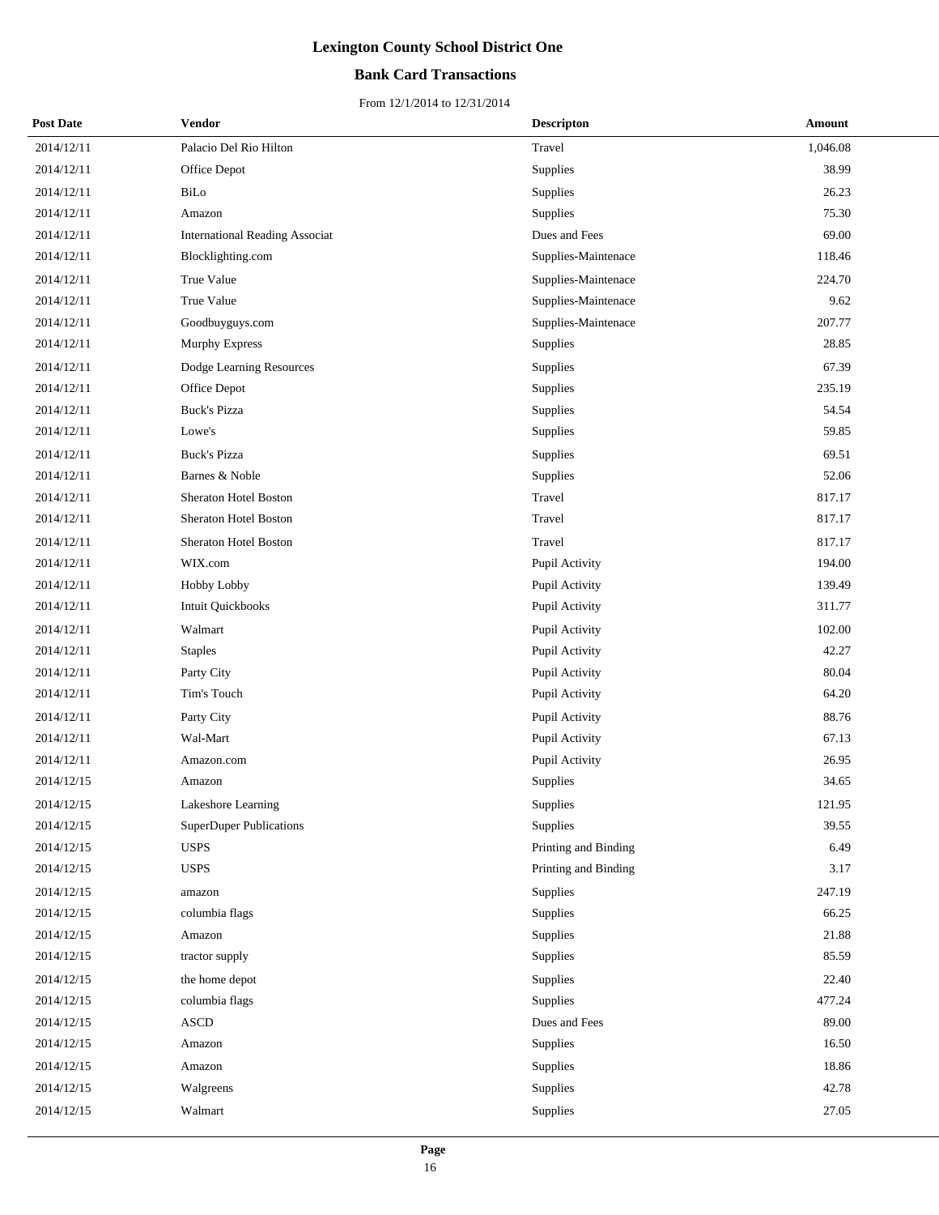# Lexington County School District One

## Bank Card Transactions

From 12/1/2014 to 12/31/2014

| Post Date | Vendor | Descripton | Amount |
|---|---|---|---|
| 2014/12/11 | Palacio Del Rio Hilton | Travel | 1,046.08 |
| 2014/12/11 | Office Depot | Supplies | 38.99 |
| 2014/12/11 | BiLo | Supplies | 26.23 |
| 2014/12/11 | Amazon | Supplies | 75.30 |
| 2014/12/11 | International Reading Associat | Dues and Fees | 69.00 |
| 2014/12/11 | Blocklighting.com | Supplies-Maintenace | 118.46 |
| 2014/12/11 | True Value | Supplies-Maintenace | 224.70 |
| 2014/12/11 | True Value | Supplies-Maintenace | 9.62 |
| 2014/12/11 | Goodbuyguys.com | Supplies-Maintenace | 207.77 |
| 2014/12/11 | Murphy Express | Supplies | 28.85 |
| 2014/12/11 | Dodge Learning Resources | Supplies | 67.39 |
| 2014/12/11 | Office Depot | Supplies | 235.19 |
| 2014/12/11 | Buck's Pizza | Supplies | 54.54 |
| 2014/12/11 | Lowe's | Supplies | 59.85 |
| 2014/12/11 | Buck's Pizza | Supplies | 69.51 |
| 2014/12/11 | Barnes & Noble | Supplies | 52.06 |
| 2014/12/11 | Sheraton Hotel Boston | Travel | 817.17 |
| 2014/12/11 | Sheraton Hotel Boston | Travel | 817.17 |
| 2014/12/11 | Sheraton Hotel Boston | Travel | 817.17 |
| 2014/12/11 | WIX.com | Pupil Activity | 194.00 |
| 2014/12/11 | Hobby Lobby | Pupil Activity | 139.49 |
| 2014/12/11 | Intuit Quickbooks | Pupil Activity | 311.77 |
| 2014/12/11 | Walmart | Pupil Activity | 102.00 |
| 2014/12/11 | Staples | Pupil Activity | 42.27 |
| 2014/12/11 | Party City | Pupil Activity | 80.04 |
| 2014/12/11 | Tim's Touch | Pupil Activity | 64.20 |
| 2014/12/11 | Party City | Pupil Activity | 88.76 |
| 2014/12/11 | Wal-Mart | Pupil Activity | 67.13 |
| 2014/12/11 | Amazon.com | Pupil Activity | 26.95 |
| 2014/12/15 | Amazon | Supplies | 34.65 |
| 2014/12/15 | Lakeshore Learning | Supplies | 121.95 |
| 2014/12/15 | SuperDuper Publications | Supplies | 39.55 |
| 2014/12/15 | USPS | Printing and Binding | 6.49 |
| 2014/12/15 | USPS | Printing and Binding | 3.17 |
| 2014/12/15 | amazon | Supplies | 247.19 |
| 2014/12/15 | columbia flags | Supplies | 66.25 |
| 2014/12/15 | Amazon | Supplies | 21.88 |
| 2014/12/15 | tractor supply | Supplies | 85.59 |
| 2014/12/15 | the home depot | Supplies | 22.40 |
| 2014/12/15 | columbia flags | Supplies | 477.24 |
| 2014/12/15 | ASCD | Dues and Fees | 89.00 |
| 2014/12/15 | Amazon | Supplies | 16.50 |
| 2014/12/15 | Amazon | Supplies | 18.86 |
| 2014/12/15 | Walgreens | Supplies | 42.78 |
| 2014/12/15 | Walmart | Supplies | 27.05 |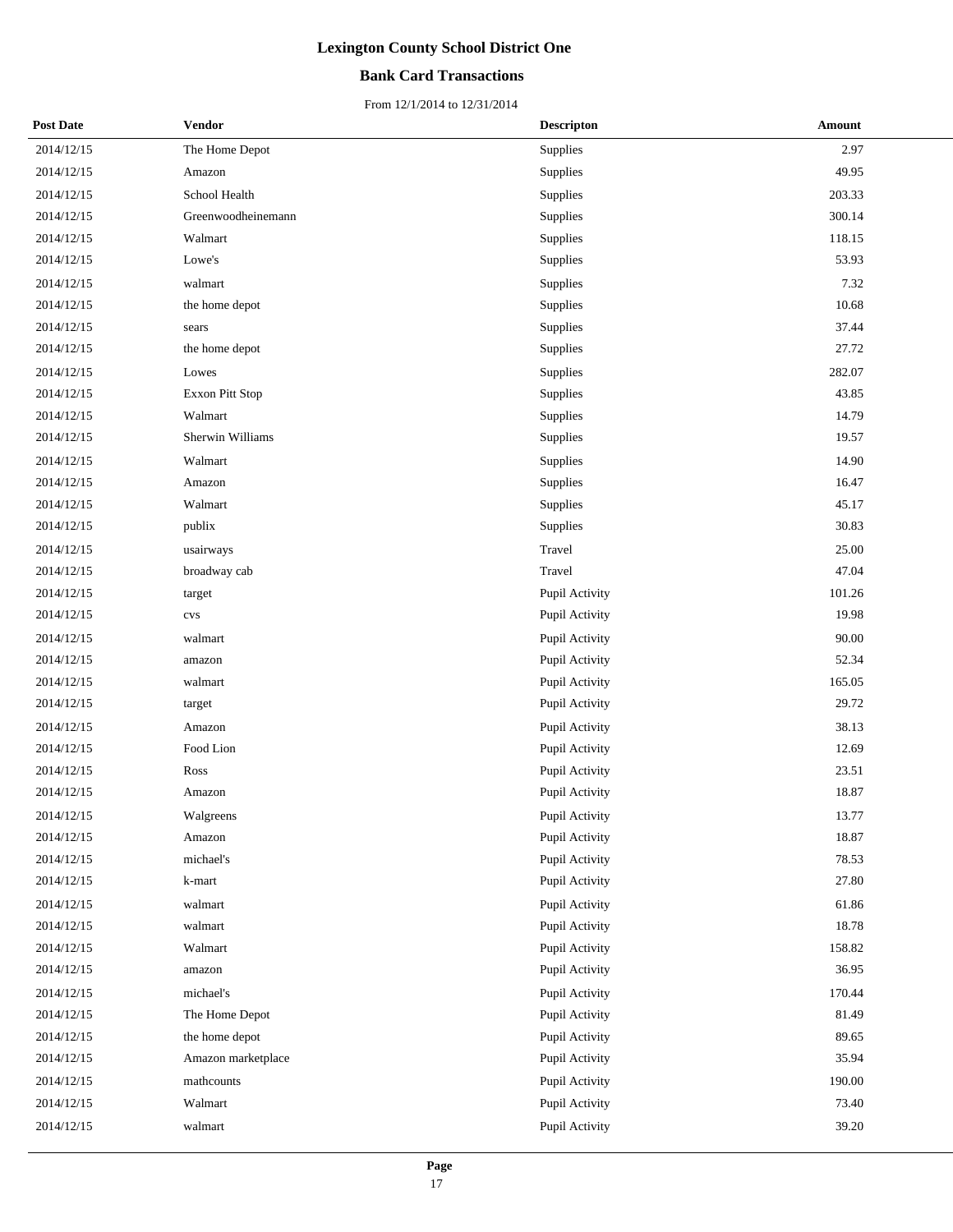# Lexington County School District One

## Bank Card Transactions

From 12/1/2014 to 12/31/2014

| Post Date | Vendor | Descripton | Amount |
|---|---|---|---|
| 2014/12/15 | The Home Depot | Supplies | 2.97 |
| 2014/12/15 | Amazon | Supplies | 49.95 |
| 2014/12/15 | School Health | Supplies | 203.33 |
| 2014/12/15 | Greenwoodheinemann | Supplies | 300.14 |
| 2014/12/15 | Walmart | Supplies | 118.15 |
| 2014/12/15 | Lowe's | Supplies | 53.93 |
| 2014/12/15 | walmart | Supplies | 7.32 |
| 2014/12/15 | the home depot | Supplies | 10.68 |
| 2014/12/15 | sears | Supplies | 37.44 |
| 2014/12/15 | the home depot | Supplies | 27.72 |
| 2014/12/15 | Lowes | Supplies | 282.07 |
| 2014/12/15 | Exxon Pitt Stop | Supplies | 43.85 |
| 2014/12/15 | Walmart | Supplies | 14.79 |
| 2014/12/15 | Sherwin Williams | Supplies | 19.57 |
| 2014/12/15 | Walmart | Supplies | 14.90 |
| 2014/12/15 | Amazon | Supplies | 16.47 |
| 2014/12/15 | Walmart | Supplies | 45.17 |
| 2014/12/15 | publix | Supplies | 30.83 |
| 2014/12/15 | usairways | Travel | 25.00 |
| 2014/12/15 | broadway cab | Travel | 47.04 |
| 2014/12/15 | target | Pupil Activity | 101.26 |
| 2014/12/15 | cvs | Pupil Activity | 19.98 |
| 2014/12/15 | walmart | Pupil Activity | 90.00 |
| 2014/12/15 | amazon | Pupil Activity | 52.34 |
| 2014/12/15 | walmart | Pupil Activity | 165.05 |
| 2014/12/15 | target | Pupil Activity | 29.72 |
| 2014/12/15 | Amazon | Pupil Activity | 38.13 |
| 2014/12/15 | Food Lion | Pupil Activity | 12.69 |
| 2014/12/15 | Ross | Pupil Activity | 23.51 |
| 2014/12/15 | Amazon | Pupil Activity | 18.87 |
| 2014/12/15 | Walgreens | Pupil Activity | 13.77 |
| 2014/12/15 | Amazon | Pupil Activity | 18.87 |
| 2014/12/15 | michael's | Pupil Activity | 78.53 |
| 2014/12/15 | k-mart | Pupil Activity | 27.80 |
| 2014/12/15 | walmart | Pupil Activity | 61.86 |
| 2014/12/15 | walmart | Pupil Activity | 18.78 |
| 2014/12/15 | Walmart | Pupil Activity | 158.82 |
| 2014/12/15 | amazon | Pupil Activity | 36.95 |
| 2014/12/15 | michael's | Pupil Activity | 170.44 |
| 2014/12/15 | The Home Depot | Pupil Activity | 81.49 |
| 2014/12/15 | the home depot | Pupil Activity | 89.65 |
| 2014/12/15 | Amazon marketplace | Pupil Activity | 35.94 |
| 2014/12/15 | mathcounts | Pupil Activity | 190.00 |
| 2014/12/15 | Walmart | Pupil Activity | 73.40 |
| 2014/12/15 | walmart | Pupil Activity | 39.20 |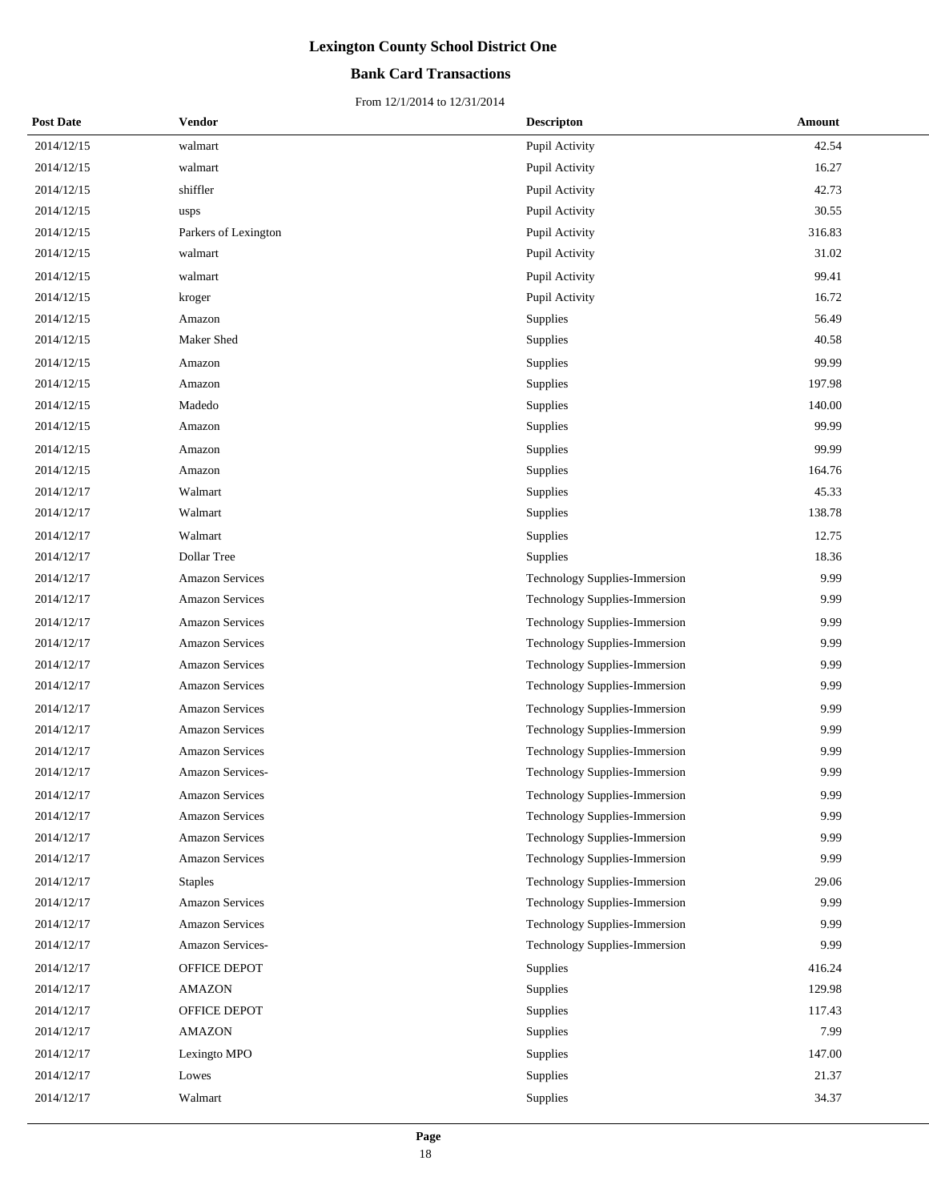# Lexington County School District One

## Bank Card Transactions

From 12/1/2014 to 12/31/2014

| Post Date | Vendor | Descripton | Amount |
|---|---|---|---|
| 2014/12/15 | walmart | Pupil Activity | 42.54 |
| 2014/12/15 | walmart | Pupil Activity | 16.27 |
| 2014/12/15 | shiffler | Pupil Activity | 42.73 |
| 2014/12/15 | usps | Pupil Activity | 30.55 |
| 2014/12/15 | Parkers of Lexington | Pupil Activity | 316.83 |
| 2014/12/15 | walmart | Pupil Activity | 31.02 |
| 2014/12/15 | walmart | Pupil Activity | 99.41 |
| 2014/12/15 | kroger | Pupil Activity | 16.72 |
| 2014/12/15 | Amazon | Supplies | 56.49 |
| 2014/12/15 | Maker Shed | Supplies | 40.58 |
| 2014/12/15 | Amazon | Supplies | 99.99 |
| 2014/12/15 | Amazon | Supplies | 197.98 |
| 2014/12/15 | Madedo | Supplies | 140.00 |
| 2014/12/15 | Amazon | Supplies | 99.99 |
| 2014/12/15 | Amazon | Supplies | 99.99 |
| 2014/12/15 | Amazon | Supplies | 164.76 |
| 2014/12/17 | Walmart | Supplies | 45.33 |
| 2014/12/17 | Walmart | Supplies | 138.78 |
| 2014/12/17 | Walmart | Supplies | 12.75 |
| 2014/12/17 | Dollar Tree | Supplies | 18.36 |
| 2014/12/17 | Amazon Services | Technology Supplies-Immersion | 9.99 |
| 2014/12/17 | Amazon Services | Technology Supplies-Immersion | 9.99 |
| 2014/12/17 | Amazon Services | Technology Supplies-Immersion | 9.99 |
| 2014/12/17 | Amazon Services | Technology Supplies-Immersion | 9.99 |
| 2014/12/17 | Amazon Services | Technology Supplies-Immersion | 9.99 |
| 2014/12/17 | Amazon Services | Technology Supplies-Immersion | 9.99 |
| 2014/12/17 | Amazon Services | Technology Supplies-Immersion | 9.99 |
| 2014/12/17 | Amazon Services | Technology Supplies-Immersion | 9.99 |
| 2014/12/17 | Amazon Services | Technology Supplies-Immersion | 9.99 |
| 2014/12/17 | Amazon Services- | Technology Supplies-Immersion | 9.99 |
| 2014/12/17 | Amazon Services | Technology Supplies-Immersion | 9.99 |
| 2014/12/17 | Amazon Services | Technology Supplies-Immersion | 9.99 |
| 2014/12/17 | Amazon Services | Technology Supplies-Immersion | 9.99 |
| 2014/12/17 | Amazon Services | Technology Supplies-Immersion | 9.99 |
| 2014/12/17 | Staples | Technology Supplies-Immersion | 29.06 |
| 2014/12/17 | Amazon Services | Technology Supplies-Immersion | 9.99 |
| 2014/12/17 | Amazon Services | Technology Supplies-Immersion | 9.99 |
| 2014/12/17 | Amazon Services- | Technology Supplies-Immersion | 9.99 |
| 2014/12/17 | OFFICE DEPOT | Supplies | 416.24 |
| 2014/12/17 | AMAZON | Supplies | 129.98 |
| 2014/12/17 | OFFICE DEPOT | Supplies | 117.43 |
| 2014/12/17 | AMAZON | Supplies | 7.99 |
| 2014/12/17 | Lexingto MPO | Supplies | 147.00 |
| 2014/12/17 | Lowes | Supplies | 21.37 |
| 2014/12/17 | Walmart | Supplies | 34.37 |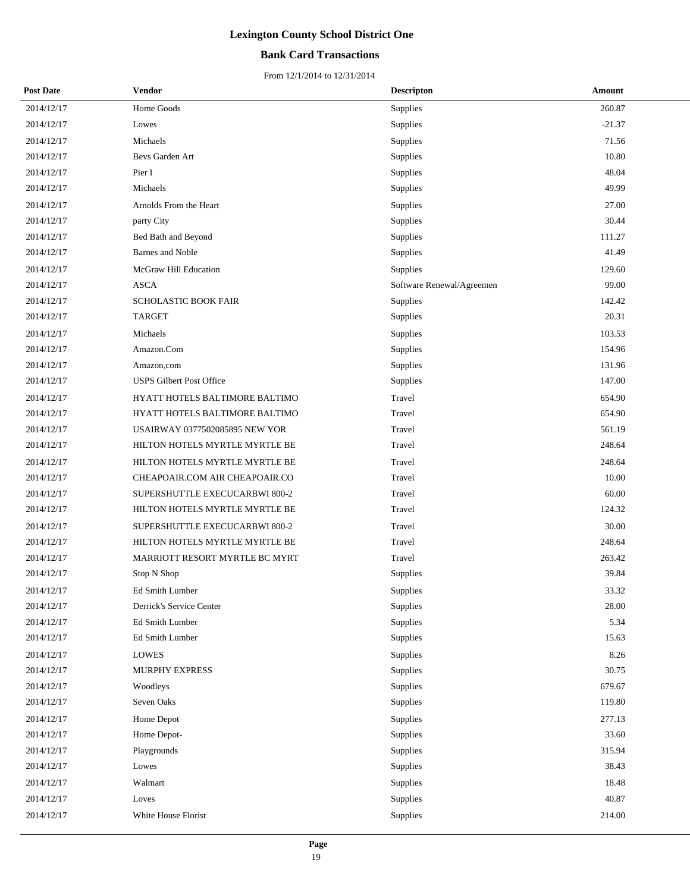# Lexington County School District One

## Bank Card Transactions

From 12/1/2014 to 12/31/2014

| Post Date | Vendor | Descripton | Amount |
|---|---|---|---|
| 2014/12/17 | Home Goods | Supplies | 260.87 |
| 2014/12/17 | Lowes | Supplies | -21.37 |
| 2014/12/17 | Michaels | Supplies | 71.56 |
| 2014/12/17 | Bevs Garden Art | Supplies | 10.80 |
| 2014/12/17 | Pier I | Supplies | 48.04 |
| 2014/12/17 | Michaels | Supplies | 49.99 |
| 2014/12/17 | Arnolds From the Heart | Supplies | 27.00 |
| 2014/12/17 | party City | Supplies | 30.44 |
| 2014/12/17 | Bed Bath and Beyond | Supplies | 111.27 |
| 2014/12/17 | Barnes and Noble | Supplies | 41.49 |
| 2014/12/17 | McGraw Hill Education | Supplies | 129.60 |
| 2014/12/17 | ASCA | Software Renewal/Agreemen | 99.00 |
| 2014/12/17 | SCHOLASTIC BOOK FAIR | Supplies | 142.42 |
| 2014/12/17 | TARGET | Supplies | 20.31 |
| 2014/12/17 | Michaels | Supplies | 103.53 |
| 2014/12/17 | Amazon.Com | Supplies | 154.96 |
| 2014/12/17 | Amazon,com | Supplies | 131.96 |
| 2014/12/17 | USPS Gilbert Post Office | Supplies | 147.00 |
| 2014/12/17 | HYATT HOTELS BALTIMORE BALTIMO | Travel | 654.90 |
| 2014/12/17 | HYATT HOTELS BALTIMORE BALTIMO | Travel | 654.90 |
| 2014/12/17 | USAIRWAY 0377502085895 NEW YOR | Travel | 561.19 |
| 2014/12/17 | HILTON HOTELS MYRTLE MYRTLE BE | Travel | 248.64 |
| 2014/12/17 | HILTON HOTELS MYRTLE MYRTLE BE | Travel | 248.64 |
| 2014/12/17 | CHEAPOAIR.COM AIR CHEAPOAIR.CO | Travel | 10.00 |
| 2014/12/17 | SUPERSHUTTLE EXECUCARBWI 800-2 | Travel | 60.00 |
| 2014/12/17 | HILTON HOTELS MYRTLE MYRTLE BE | Travel | 124.32 |
| 2014/12/17 | SUPERSHUTTLE EXECUCARBWI 800-2 | Travel | 30.00 |
| 2014/12/17 | HILTON HOTELS MYRTLE MYRTLE BE | Travel | 248.64 |
| 2014/12/17 | MARRIOTT RESORT MYRTLE BC MYRT | Travel | 263.42 |
| 2014/12/17 | Stop N Shop | Supplies | 39.84 |
| 2014/12/17 | Ed Smith Lumber | Supplies | 33.32 |
| 2014/12/17 | Derrick's Service Center | Supplies | 28.00 |
| 2014/12/17 | Ed Smith Lumber | Supplies | 5.34 |
| 2014/12/17 | Ed Smith Lumber | Supplies | 15.63 |
| 2014/12/17 | LOWES | Supplies | 8.26 |
| 2014/12/17 | MURPHY EXPRESS | Supplies | 30.75 |
| 2014/12/17 | Woodleys | Supplies | 679.67 |
| 2014/12/17 | Seven Oaks | Supplies | 119.80 |
| 2014/12/17 | Home Depot | Supplies | 277.13 |
| 2014/12/17 | Home Depot- | Supplies | 33.60 |
| 2014/12/17 | Playgrounds | Supplies | 315.94 |
| 2014/12/17 | Lowes | Supplies | 38.43 |
| 2014/12/17 | Walmart | Supplies | 18.48 |
| 2014/12/17 | Loves | Supplies | 40.87 |
| 2014/12/17 | White House Florist | Supplies | 214.00 |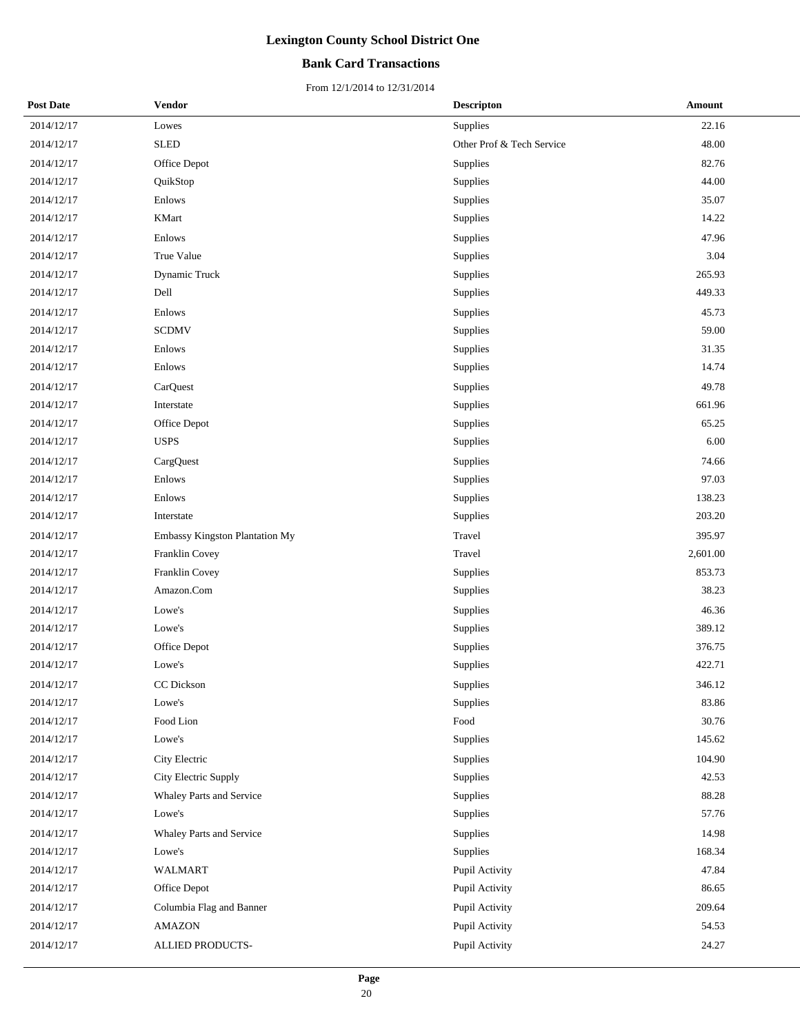# Lexington County School District One

## Bank Card Transactions

From 12/1/2014 to 12/31/2014

| Post Date | Vendor | Descripton | Amount |
|---|---|---|---|
| 2014/12/17 | Lowes | Supplies | 22.16 |
| 2014/12/17 | SLED | Other Prof & Tech Service | 48.00 |
| 2014/12/17 | Office Depot | Supplies | 82.76 |
| 2014/12/17 | QuikStop | Supplies | 44.00 |
| 2014/12/17 | Enlows | Supplies | 35.07 |
| 2014/12/17 | KMart | Supplies | 14.22 |
| 2014/12/17 | Enlows | Supplies | 47.96 |
| 2014/12/17 | True Value | Supplies | 3.04 |
| 2014/12/17 | Dynamic Truck | Supplies | 265.93 |
| 2014/12/17 | Dell | Supplies | 449.33 |
| 2014/12/17 | Enlows | Supplies | 45.73 |
| 2014/12/17 | SCDMV | Supplies | 59.00 |
| 2014/12/17 | Enlows | Supplies | 31.35 |
| 2014/12/17 | Enlows | Supplies | 14.74 |
| 2014/12/17 | CarQuest | Supplies | 49.78 |
| 2014/12/17 | Interstate | Supplies | 661.96 |
| 2014/12/17 | Office Depot | Supplies | 65.25 |
| 2014/12/17 | USPS | Supplies | 6.00 |
| 2014/12/17 | CargQuest | Supplies | 74.66 |
| 2014/12/17 | Enlows | Supplies | 97.03 |
| 2014/12/17 | Enlows | Supplies | 138.23 |
| 2014/12/17 | Interstate | Supplies | 203.20 |
| 2014/12/17 | Embassy Kingston Plantation My | Travel | 395.97 |
| 2014/12/17 | Franklin Covey | Travel | 2,601.00 |
| 2014/12/17 | Franklin Covey | Supplies | 853.73 |
| 2014/12/17 | Amazon.Com | Supplies | 38.23 |
| 2014/12/17 | Lowe's | Supplies | 46.36 |
| 2014/12/17 | Lowe's | Supplies | 389.12 |
| 2014/12/17 | Office Depot | Supplies | 376.75 |
| 2014/12/17 | Lowe's | Supplies | 422.71 |
| 2014/12/17 | CC Dickson | Supplies | 346.12 |
| 2014/12/17 | Lowe's | Supplies | 83.86 |
| 2014/12/17 | Food Lion | Food | 30.76 |
| 2014/12/17 | Lowe's | Supplies | 145.62 |
| 2014/12/17 | City Electric | Supplies | 104.90 |
| 2014/12/17 | City Electric Supply | Supplies | 42.53 |
| 2014/12/17 | Whaley Parts and Service | Supplies | 88.28 |
| 2014/12/17 | Lowe's | Supplies | 57.76 |
| 2014/12/17 | Whaley Parts and Service | Supplies | 14.98 |
| 2014/12/17 | Lowe's | Supplies | 168.34 |
| 2014/12/17 | WALMART | Pupil Activity | 47.84 |
| 2014/12/17 | Office Depot | Pupil Activity | 86.65 |
| 2014/12/17 | Columbia Flag and Banner | Pupil Activity | 209.64 |
| 2014/12/17 | AMAZON | Pupil Activity | 54.53 |
| 2014/12/17 | ALLIED PRODUCTS- | Pupil Activity | 24.27 |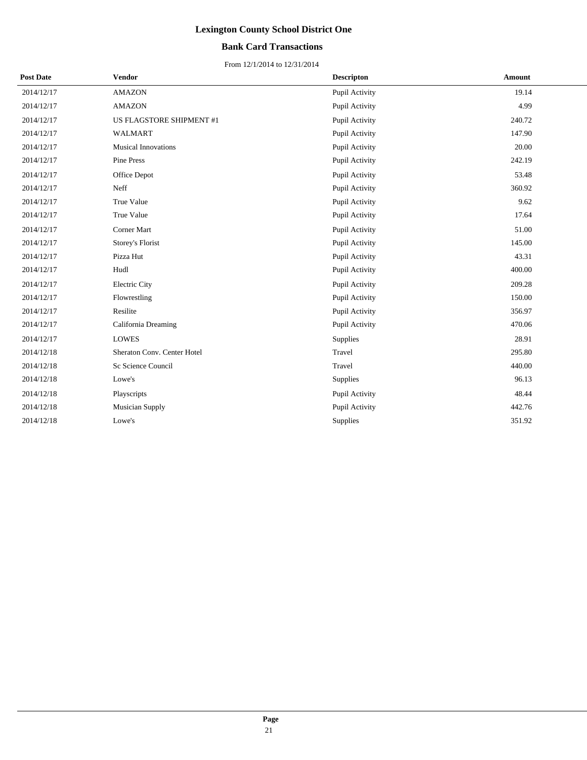# Lexington County School District One

## Bank Card Transactions

From 12/1/2014 to 12/31/2014

| Post Date | Vendor | Descripton | Amount |
|---|---|---|---|
| 2014/12/17 | AMAZON | Pupil Activity | 19.14 |
| 2014/12/17 | AMAZON | Pupil Activity | 4.99 |
| 2014/12/17 | US FLAGSTORE SHIPMENT #1 | Pupil Activity | 240.72 |
| 2014/12/17 | WALMART | Pupil Activity | 147.90 |
| 2014/12/17 | Musical Innovations | Pupil Activity | 20.00 |
| 2014/12/17 | Pine Press | Pupil Activity | 242.19 |
| 2014/12/17 | Office Depot | Pupil Activity | 53.48 |
| 2014/12/17 | Neff | Pupil Activity | 360.92 |
| 2014/12/17 | True Value | Pupil Activity | 9.62 |
| 2014/12/17 | True Value | Pupil Activity | 17.64 |
| 2014/12/17 | Corner Mart | Pupil Activity | 51.00 |
| 2014/12/17 | Storey's Florist | Pupil Activity | 145.00 |
| 2014/12/17 | Pizza Hut | Pupil Activity | 43.31 |
| 2014/12/17 | Hudl | Pupil Activity | 400.00 |
| 2014/12/17 | Electric City | Pupil Activity | 209.28 |
| 2014/12/17 | Flowrestling | Pupil Activity | 150.00 |
| 2014/12/17 | Resilite | Pupil Activity | 356.97 |
| 2014/12/17 | California Dreaming | Pupil Activity | 470.06 |
| 2014/12/17 | LOWES | Supplies | 28.91 |
| 2014/12/18 | Sheraton Conv. Center Hotel | Travel | 295.80 |
| 2014/12/18 | Sc Science Council | Travel | 440.00 |
| 2014/12/18 | Lowe's | Supplies | 96.13 |
| 2014/12/18 | Playscripts | Pupil Activity | 48.44 |
| 2014/12/18 | Musician Supply | Pupil Activity | 442.76 |
| 2014/12/18 | Lowe's | Supplies | 351.92 |